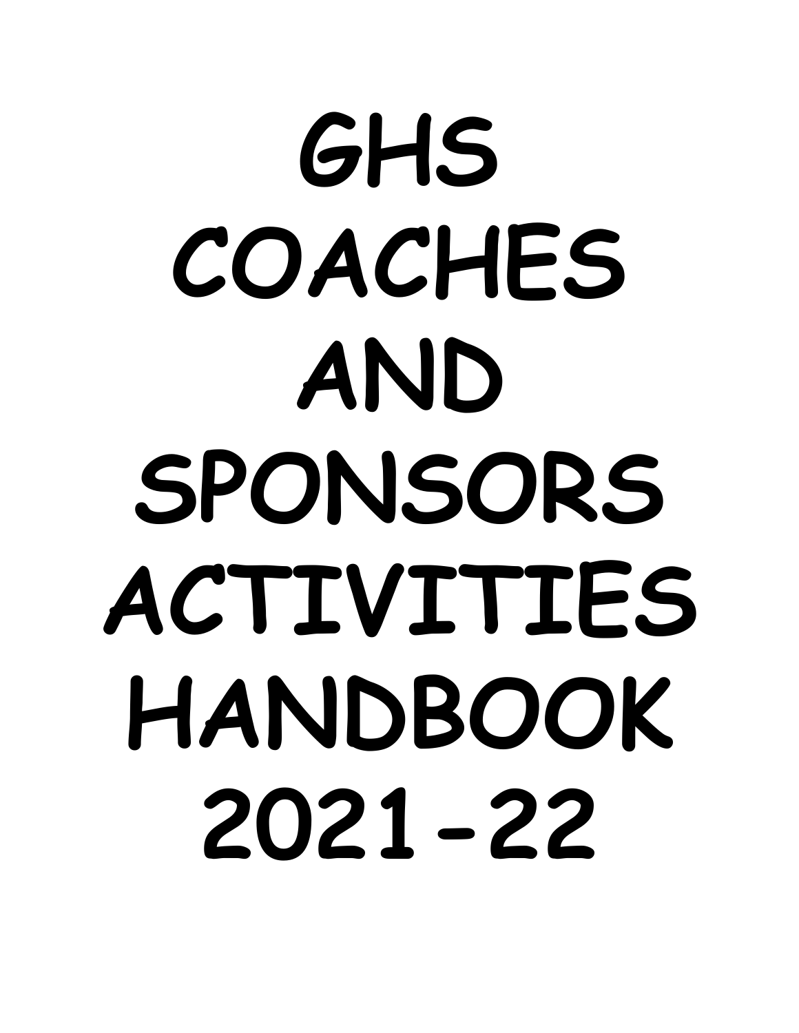# GHS COACHES AND SPONSORS ACTIVITIES HANDBOOK 2021-22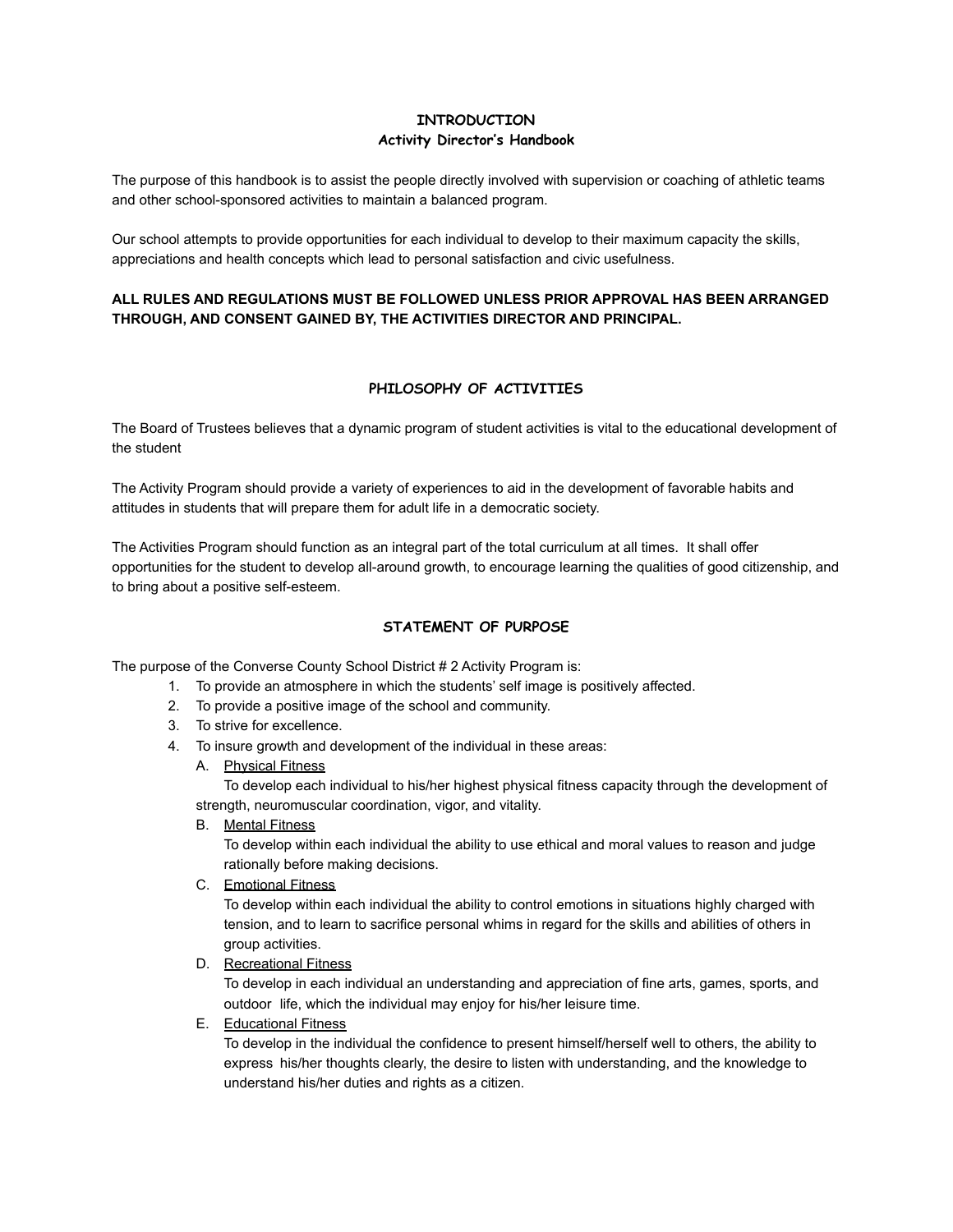## INTRODUCTION
### Activity Director's Handbook

The purpose of this handbook is to assist the people directly involved with supervision or coaching of athletic teams and other school-sponsored activities to maintain a balanced program.

Our school attempts to provide opportunities for each individual to develop to their maximum capacity the skills, appreciations and health concepts which lead to personal satisfaction and civic usefulness.

**ALL RULES AND REGULATIONS MUST BE FOLLOWED UNLESS PRIOR APPROVAL HAS BEEN ARRANGED THROUGH, AND CONSENT GAINED BY, THE ACTIVITIES DIRECTOR AND PRINCIPAL.**

## PHILOSOPHY OF ACTIVITIES

The Board of Trustees believes that a dynamic program of student activities is vital to the educational development of the student

The Activity Program should provide a variety of experiences to aid in the development of favorable habits and attitudes in students that will prepare them for adult life in a democratic society.

The Activities Program should function as an integral part of the total curriculum at all times. It shall offer opportunities for the student to develop all-around growth, to encourage learning the qualities of good citizenship, and to bring about a positive self-esteem.

## STATEMENT OF PURPOSE

The purpose of the Converse County School District # 2 Activity Program is:

1. To provide an atmosphere in which the students' self image is positively affected.
2. To provide a positive image of the school and community.
3. To strive for excellence.
4. To insure growth and development of the individual in these areas:
   A. <u>Physical Fitness</u>
   To develop each individual to his/her highest physical fitness capacity through the development of strength, neuromuscular coordination, vigor, and vitality.
   B. <u>Mental Fitness</u>
   To develop within each individual the ability to use ethical and moral values to reason and judge rationally before making decisions.
   C. <u>Emotional Fitness</u>
   To develop within each individual the ability to control emotions in situations highly charged with tension, and to learn to sacrifice personal whims in regard for the skills and abilities of others in group activities.
   D. <u>Recreational Fitness</u>
   To develop in each individual an understanding and appreciation of fine arts, games, sports, and outdoor life, which the individual may enjoy for his/her leisure time.
   E. <u>Educational Fitness</u>
   To develop in the individual the confidence to present himself/herself well to others, the ability to express his/her thoughts clearly, the desire to listen with understanding, and the knowledge to understand his/her duties and rights as a citizen.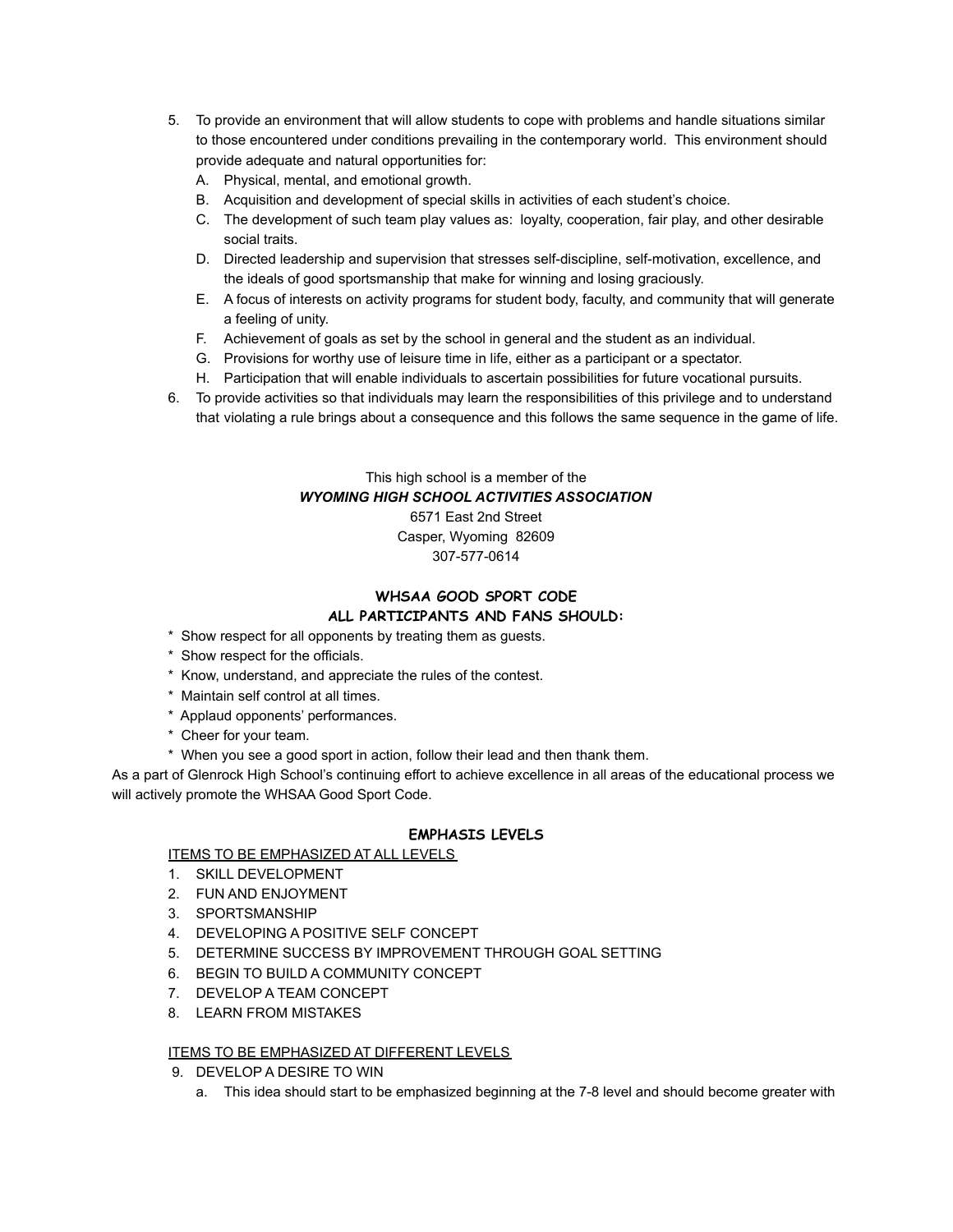5. To provide an environment that will allow students to cope with problems and handle situations similar to those encountered under conditions prevailing in the contemporary world. This environment should provide adequate and natural opportunities for:
   A. Physical, mental, and emotional growth.
   B. Acquisition and development of special skills in activities of each student's choice.
   C. The development of such team play values as: loyalty, cooperation, fair play, and other desirable social traits.
   D. Directed leadership and supervision that stresses self-discipline, self-motivation, excellence, and the ideals of good sportsmanship that make for winning and losing graciously.
   E. A focus of interests on activity programs for student body, faculty, and community that will generate a feeling of unity.
   F. Achievement of goals as set by the school in general and the student as an individual.
   G. Provisions for worthy use of leisure time in life, either as a participant or a spectator.
   H. Participation that will enable individuals to ascertain possibilities for future vocational pursuits.
6. To provide activities so that individuals may learn the responsibilities of this privilege and to understand that violating a rule brings about a consequence and this follows the same sequence in the game of life.

This high school is a member of the
***WYOMING HIGH SCHOOL ACTIVITIES ASSOCIATION***
6571 East 2nd Street
Casper, Wyoming 82609
307-577-0614

## WHSAA GOOD SPORT CODE
## ALL PARTICIPANTS AND FANS SHOULD:

* Show respect for all opponents by treating them as guests.
* Show respect for the officials.
* Know, understand, and appreciate the rules of the contest.
* Maintain self control at all times.
* Applaud opponents' performances.
* Cheer for your team.
* When you see a good sport in action, follow their lead and then thank them.

As a part of Glenrock High School's continuing effort to achieve excellence in all areas of the educational process we will actively promote the WHSAA Good Sport Code.

## EMPHASIS LEVELS

ITEMS TO BE EMPHASIZED AT ALL LEVELS

1. SKILL DEVELOPMENT
2. FUN AND ENJOYMENT
3. SPORTSMANSHIP
4. DEVELOPING A POSITIVE SELF CONCEPT
5. DETERMINE SUCCESS BY IMPROVEMENT THROUGH GOAL SETTING
6. BEGIN TO BUILD A COMMUNITY CONCEPT
7. DEVELOP A TEAM CONCEPT
8. LEARN FROM MISTAKES

ITEMS TO BE EMPHASIZED AT DIFFERENT LEVELS

9. DEVELOP A DESIRE TO WIN
   a. This idea should start to be emphasized beginning at the 7-8 level and should become greater with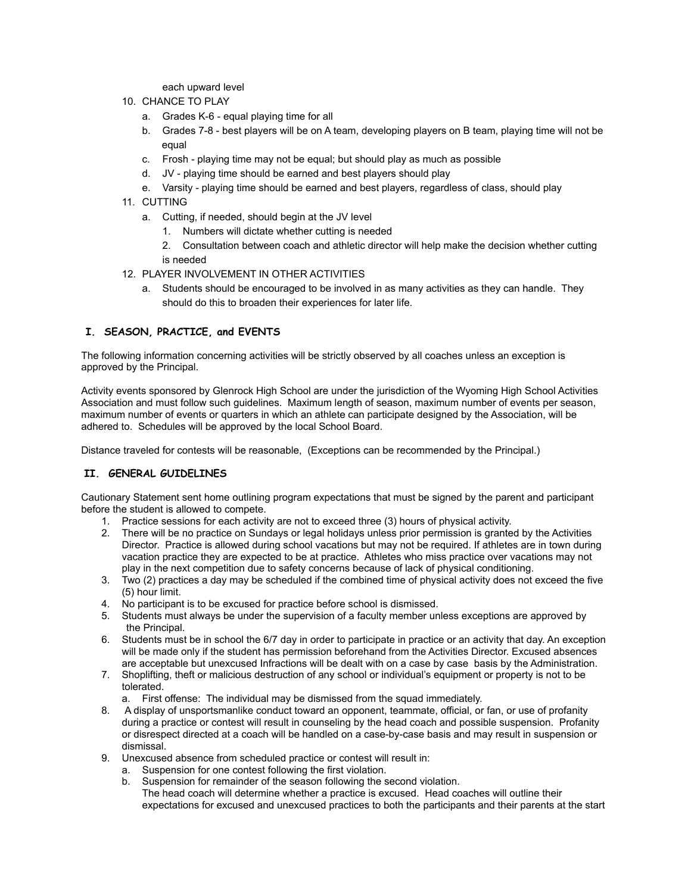each upward level

10. CHANCE TO PLAY
    a. Grades K-6 - equal playing time for all
    b. Grades 7-8 - best players will be on A team, developing players on B team, playing time will not be equal
    c. Frosh - playing time may not be equal; but should play as much as possible
    d. JV - playing time should be earned and best players should play
    e. Varsity - playing time should be earned and best players, regardless of class, should play
11. CUTTING
    a. Cutting, if needed, should begin at the JV level
        1. Numbers will dictate whether cutting is needed
        2. Consultation between coach and athletic director will help make the decision whether cutting is needed
12. PLAYER INVOLVEMENT IN OTHER ACTIVITIES
    a. Students should be encouraged to be involved in as many activities as they can handle. They should do this to broaden their experiences for later life.

## I. SEASON, PRACTICE, and EVENTS

The following information concerning activities will be strictly observed by all coaches unless an exception is approved by the Principal.

Activity events sponsored by Glenrock High School are under the jurisdiction of the Wyoming High School Activities Association and must follow such guidelines. Maximum length of season, maximum number of events per season, maximum number of events or quarters in which an athlete can participate designed by the Association, will be adhered to. Schedules will be approved by the local School Board.

Distance traveled for contests will be reasonable, (Exceptions can be recommended by the Principal.)

## II. GENERAL GUIDELINES

Cautionary Statement sent home outlining program expectations that must be signed by the parent and participant before the student is allowed to compete.

1. Practice sessions for each activity are not to exceed three (3) hours of physical activity.
2. There will be no practice on Sundays or legal holidays unless prior permission is granted by the Activities Director. Practice is allowed during school vacations but may not be required. If athletes are in town during vacation practice they are expected to be at practice. Athletes who miss practice over vacations may not play in the next competition due to safety concerns because of lack of physical conditioning.
3. Two (2) practices a day may be scheduled if the combined time of physical activity does not exceed the five (5) hour limit.
4. No participant is to be excused for practice before school is dismissed.
5. Students must always be under the supervision of a faculty member unless exceptions are approved by the Principal.
6. Students must be in school the 6/7 day in order to participate in practice or an activity that day. An exception will be made only if the student has permission beforehand from the Activities Director. Excused absences are acceptable but unexcused Infractions will be dealt with on a case by case basis by the Administration.
7. Shoplifting, theft or malicious destruction of any school or individual's equipment or property is not to be tolerated.
    a. First offense: The individual may be dismissed from the squad immediately.
8. A display of unsportsmanlike conduct toward an opponent, teammate, official, or fan, or use of profanity during a practice or contest will result in counseling by the head coach and possible suspension. Profanity or disrespect directed at a coach will be handled on a case-by-case basis and may result in suspension or dismissal.
9. Unexcused absence from scheduled practice or contest will result in:
    a. Suspension for one contest following the first violation.
    b. Suspension for remainder of the season following the second violation.
    The head coach will determine whether a practice is excused. Head coaches will outline their expectations for excused and unexcused practices to both the participants and their parents at the start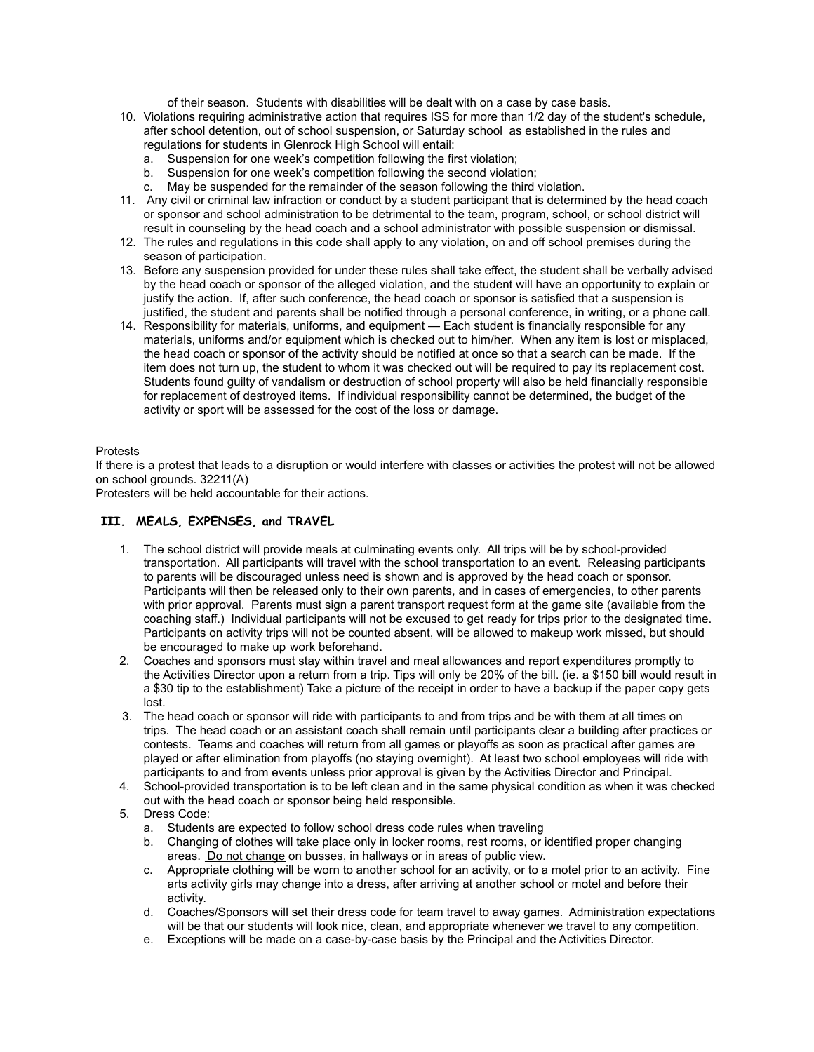of their season. Students with disabilities will be dealt with on a case by case basis.

10. Violations requiring administrative action that requires ISS for more than 1/2 day of the student's schedule, after school detention, out of school suspension, or Saturday school as established in the rules and regulations for students in Glenrock High School will entail:
    a. Suspension for one week's competition following the first violation;
    b. Suspension for one week's competition following the second violation;
    c. May be suspended for the remainder of the season following the third violation.
11. Any civil or criminal law infraction or conduct by a student participant that is determined by the head coach or sponsor and school administration to be detrimental to the team, program, school, or school district will result in counseling by the head coach and a school administrator with possible suspension or dismissal.
12. The rules and regulations in this code shall apply to any violation, on and off school premises during the season of participation.
13. Before any suspension provided for under these rules shall take effect, the student shall be verbally advised by the head coach or sponsor of the alleged violation, and the student will have an opportunity to explain or justify the action. If, after such conference, the head coach or sponsor is satisfied that a suspension is justified, the student and parents shall be notified through a personal conference, in writing, or a phone call.
14. Responsibility for materials, uniforms, and equipment — Each student is financially responsible for any materials, uniforms and/or equipment which is checked out to him/her. When any item is lost or misplaced, the head coach or sponsor of the activity should be notified at once so that a search can be made. If the item does not turn up, the student to whom it was checked out will be required to pay its replacement cost. Students found guilty of vandalism or destruction of school property will also be held financially responsible for replacement of destroyed items. If individual responsibility cannot be determined, the budget of the activity or sport will be assessed for the cost of the loss or damage.

Protests

If there is a protest that leads to a disruption or would interfere with classes or activities the protest will not be allowed on school grounds. 32211(A)

Protesters will be held accountable for their actions.

## III. MEALS, EXPENSES, and TRAVEL

1. The school district will provide meals at culminating events only. All trips will be by school-provided transportation. All participants will travel with the school transportation to an event. Releasing participants to parents will be discouraged unless need is shown and is approved by the head coach or sponsor. Participants will then be released only to their own parents, and in cases of emergencies, to other parents with prior approval. Parents must sign a parent transport request form at the game site (available from the coaching staff.) Individual participants will not be excused to get ready for trips prior to the designated time. Participants on activity trips will not be counted absent, will be allowed to makeup work missed, but should be encouraged to make up work beforehand.
2. Coaches and sponsors must stay within travel and meal allowances and report expenditures promptly to the Activities Director upon a return from a trip. Tips will only be 20% of the bill. (ie. a $150 bill would result in a $30 tip to the establishment) Take a picture of the receipt in order to have a backup if the paper copy gets lost.
3. The head coach or sponsor will ride with participants to and from trips and be with them at all times on trips. The head coach or an assistant coach shall remain until participants clear a building after practices or contests. Teams and coaches will return from all games or playoffs as soon as practical after games are played or after elimination from playoffs (no staying overnight). At least two school employees will ride with participants to and from events unless prior approval is given by the Activities Director and Principal.
4. School-provided transportation is to be left clean and in the same physical condition as when it was checked out with the head coach or sponsor being held responsible.
5. Dress Code:
    a. Students are expected to follow school dress code rules when traveling
    b. Changing of clothes will take place only in locker rooms, rest rooms, or identified proper changing areas. <u>Do not change</u> on busses, in hallways or in areas of public view.
    c. Appropriate clothing will be worn to another school for an activity, or to a motel prior to an activity. Fine arts activity girls may change into a dress, after arriving at another school or motel and before their activity.
    d. Coaches/Sponsors will set their dress code for team travel to away games. Administration expectations will be that our students will look nice, clean, and appropriate whenever we travel to any competition.
    e. Exceptions will be made on a case-by-case basis by the Principal and the Activities Director.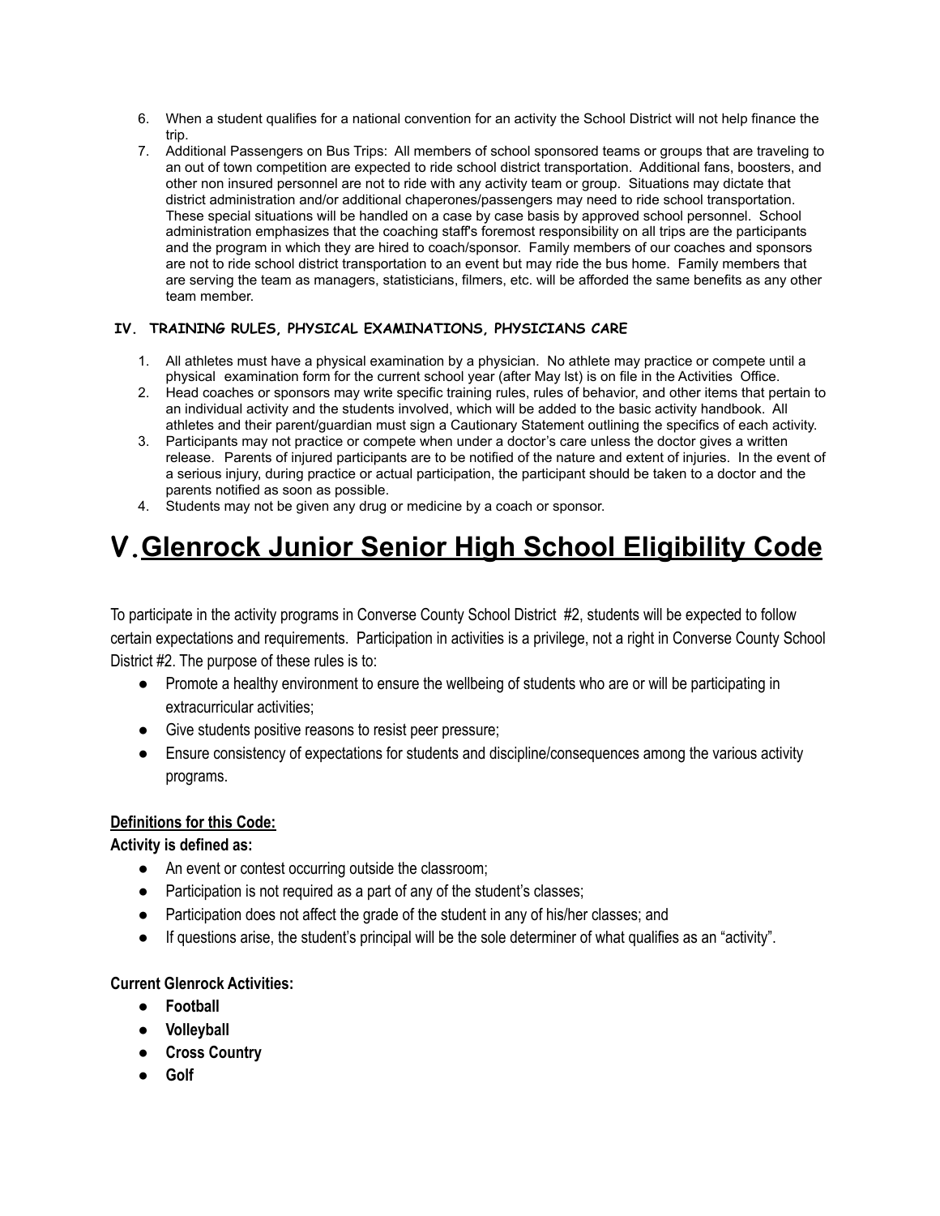6. When a student qualifies for a national convention for an activity the School District will not help finance the trip.
7. Additional Passengers on Bus Trips: All members of school sponsored teams or groups that are traveling to an out of town competition are expected to ride school district transportation. Additional fans, boosters, and other non insured personnel are not to ride with any activity team or group. Situations may dictate that district administration and/or additional chaperones/passengers may need to ride school transportation. These special situations will be handled on a case by case basis by approved school personnel. School administration emphasizes that the coaching staff's foremost responsibility on all trips are the participants and the program in which they are hired to coach/sponsor. Family members of our coaches and sponsors are not to ride school district transportation to an event but may ride the bus home. Family members that are serving the team as managers, statisticians, filmers, etc. will be afforded the same benefits as any other team member.

### IV. TRAINING RULES, PHYSICAL EXAMINATIONS, PHYSICIANS CARE

1. All athletes must have a physical examination by a physician. No athlete may practice or compete until a physical examination form for the current school year (after May lst) is on file in the Activities Office.
2. Head coaches or sponsors may write specific training rules, rules of behavior, and other items that pertain to an individual activity and the students involved, which will be added to the basic activity handbook. All athletes and their parent/guardian must sign a Cautionary Statement outlining the specifics of each activity.
3. Participants may not practice or compete when under a doctor's care unless the doctor gives a written release. Parents of injured participants are to be notified of the nature and extent of injuries. In the event of a serious injury, during practice or actual participation, the participant should be taken to a doctor and the parents notified as soon as possible.
4. Students may not be given any drug or medicine by a coach or sponsor.

# V. Glenrock Junior Senior High School Eligibility Code

To participate in the activity programs in Converse County School District #2, students will be expected to follow certain expectations and requirements. Participation in activities is a privilege, not a right in Converse County School District #2. The purpose of these rules is to:

- Promote a healthy environment to ensure the wellbeing of students who are or will be participating in extracurricular activities;
- Give students positive reasons to resist peer pressure;
- Ensure consistency of expectations for students and discipline/consequences among the various activity programs.

**Definitions for this Code:**

**Activity is defined as:**

- An event or contest occurring outside the classroom;
- Participation is not required as a part of any of the student's classes;
- Participation does not affect the grade of the student in any of his/her classes; and
- If questions arise, the student's principal will be the sole determiner of what qualifies as an "activity".

**Current Glenrock Activities:**

- **Football**
- **Volleyball**
- **Cross Country**
- **Golf**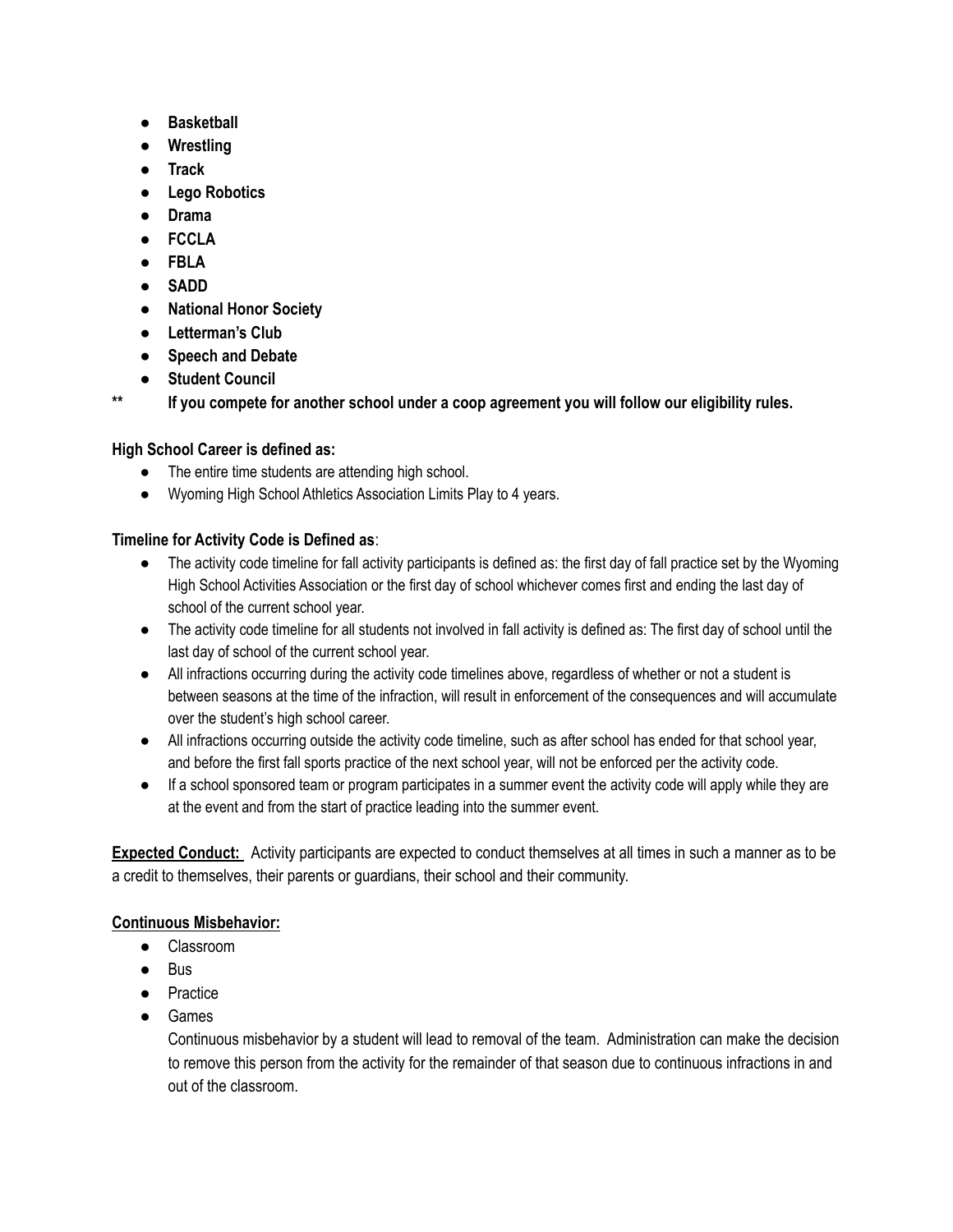- **Basketball**
- **Wrestling**
- **Track**
- **Lego Robotics**
- **Drama**
- **FCCLA**
- **FBLA**
- **SADD**
- **National Honor Society**
- **Letterman's Club**
- **Speech and Debate**
- **Student Council**

**** If you compete for another school under a coop agreement you will follow our eligibility rules.**

**High School Career is defined as:**

- The entire time students are attending high school.
- Wyoming High School Athletics Association Limits Play to 4 years.

**Timeline for Activity Code is Defined as**:

- The activity code timeline for fall activity participants is defined as: the first day of fall practice set by the Wyoming High School Activities Association or the first day of school whichever comes first and ending the last day of school of the current school year.
- The activity code timeline for all students not involved in fall activity is defined as: The first day of school until the last day of school of the current school year.
- All infractions occurring during the activity code timelines above, regardless of whether or not a student is between seasons at the time of the infraction, will result in enforcement of the consequences and will accumulate over the student's high school career.
- All infractions occurring outside the activity code timeline, such as after school has ended for that school year, and before the first fall sports practice of the next school year, will not be enforced per the activity code.
- If a school sponsored team or program participates in a summer event the activity code will apply while they are at the event and from the start of practice leading into the summer event.

**Expected Conduct:** Activity participants are expected to conduct themselves at all times in such a manner as to be a credit to themselves, their parents or guardians, their school and their community.

**Continuous Misbehavior:**

- Classroom
- Bus
- Practice
- Games

  Continuous misbehavior by a student will lead to removal of the team. Administration can make the decision to remove this person from the activity for the remainder of that season due to continuous infractions in and out of the classroom.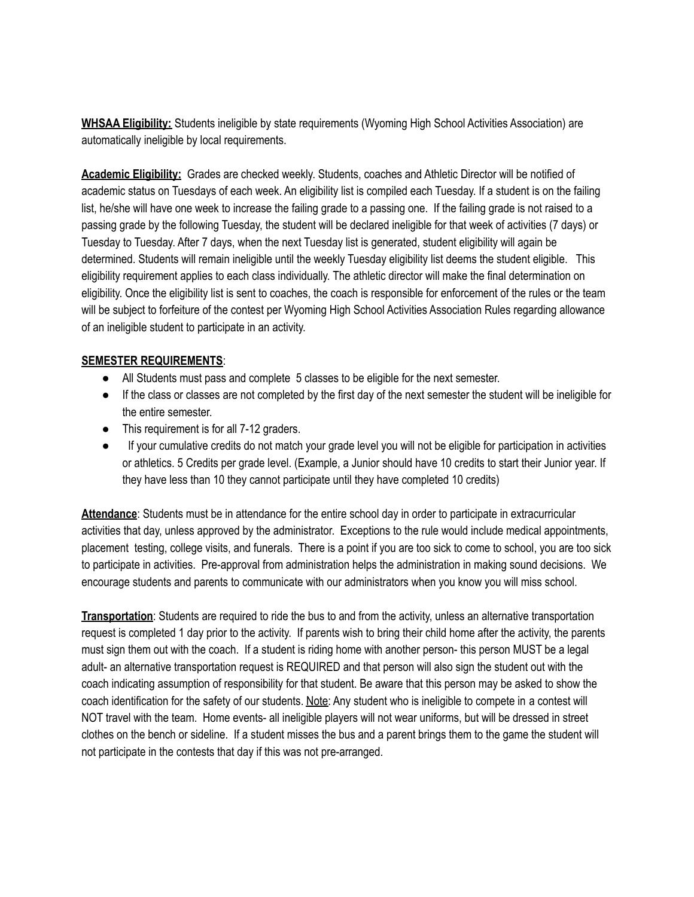**WHSAA Eligibility:** Students ineligible by state requirements (Wyoming High School Activities Association) are automatically ineligible by local requirements.

**Academic Eligibility:** Grades are checked weekly. Students, coaches and Athletic Director will be notified of academic status on Tuesdays of each week. An eligibility list is compiled each Tuesday. If a student is on the failing list, he/she will have one week to increase the failing grade to a passing one. If the failing grade is not raised to a passing grade by the following Tuesday, the student will be declared ineligible for that week of activities (7 days) or Tuesday to Tuesday. After 7 days, when the next Tuesday list is generated, student eligibility will again be determined. Students will remain ineligible until the weekly Tuesday eligibility list deems the student eligible. This eligibility requirement applies to each class individually. The athletic director will make the final determination on eligibility. Once the eligibility list is sent to coaches, the coach is responsible for enforcement of the rules or the team will be subject to forfeiture of the contest per Wyoming High School Activities Association Rules regarding allowance of an ineligible student to participate in an activity.

**SEMESTER REQUIREMENTS**:

- All Students must pass and complete 5 classes to be eligible for the next semester.
- If the class or classes are not completed by the first day of the next semester the student will be ineligible for the entire semester.
- This requirement is for all 7-12 graders.
- If your cumulative credits do not match your grade level you will not be eligible for participation in activities or athletics. 5 Credits per grade level. (Example, a Junior should have 10 credits to start their Junior year. If they have less than 10 they cannot participate until they have completed 10 credits)

**Attendance**: Students must be in attendance for the entire school day in order to participate in extracurricular activities that day, unless approved by the administrator. Exceptions to the rule would include medical appointments, placement testing, college visits, and funerals. There is a point if you are too sick to come to school, you are too sick to participate in activities. Pre-approval from administration helps the administration in making sound decisions. We encourage students and parents to communicate with our administrators when you know you will miss school.

**Transportation**: Students are required to ride the bus to and from the activity, unless an alternative transportation request is completed 1 day prior to the activity. If parents wish to bring their child home after the activity, the parents must sign them out with the coach. If a student is riding home with another person- this person MUST be a legal adult- an alternative transportation request is REQUIRED and that person will also sign the student out with the coach indicating assumption of responsibility for that student. Be aware that this person may be asked to show the coach identification for the safety of our students. Note: Any student who is ineligible to compete in a contest will NOT travel with the team. Home events- all ineligible players will not wear uniforms, but will be dressed in street clothes on the bench or sideline. If a student misses the bus and a parent brings them to the game the student will not participate in the contests that day if this was not pre-arranged.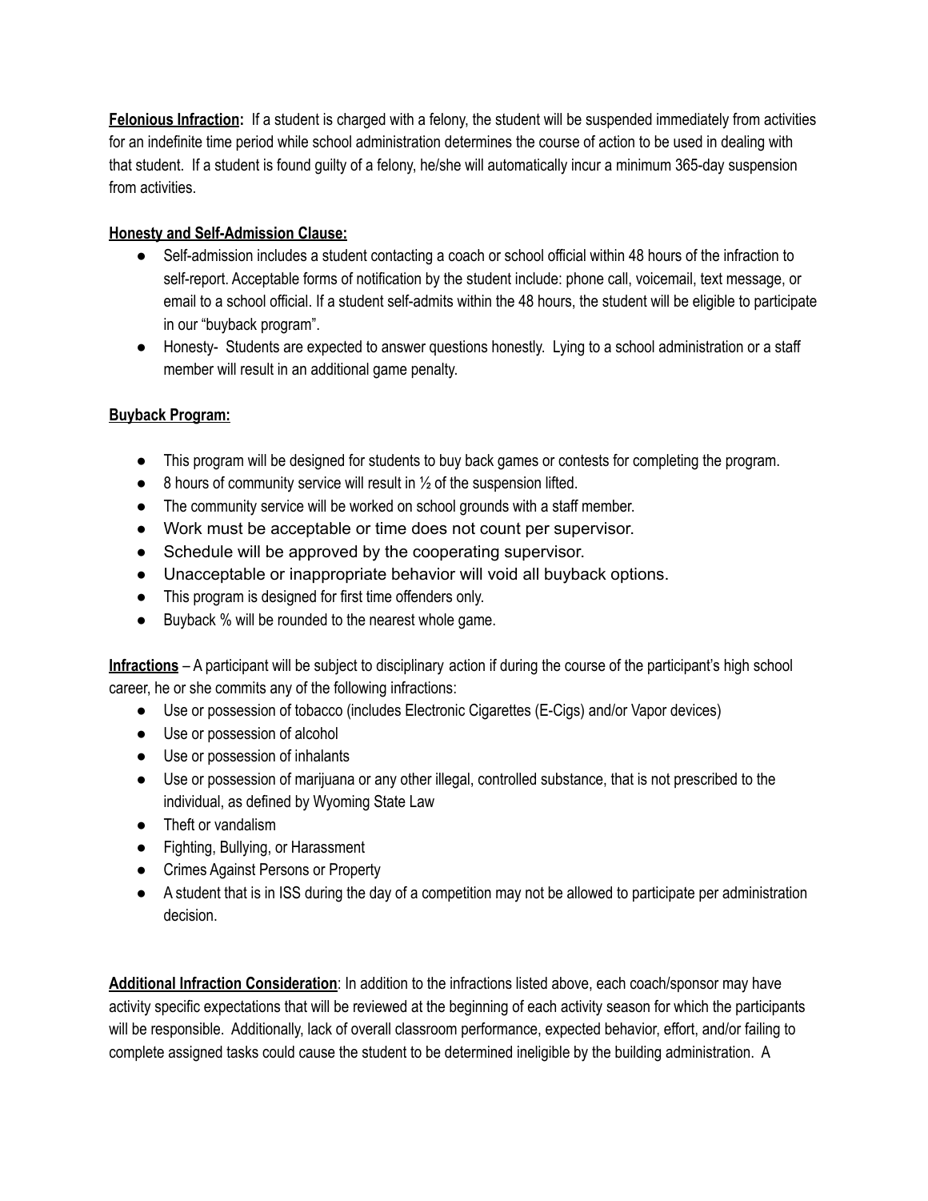**<u>Felonious Infraction</u>:** If a student is charged with a felony, the student will be suspended immediately from activities for an indefinite time period while school administration determines the course of action to be used in dealing with that student. If a student is found guilty of a felony, he/she will automatically incur a minimum 365-day suspension from activities.

**<u>Honesty and Self-Admission Clause:</u>**

- Self-admission includes a student contacting a coach or school official within 48 hours of the infraction to self-report. Acceptable forms of notification by the student include: phone call, voicemail, text message, or email to a school official. If a student self-admits within the 48 hours, the student will be eligible to participate in our "buyback program".
- Honesty- Students are expected to answer questions honestly. Lying to a school administration or a staff member will result in an additional game penalty.

**<u>Buyback Program:</u>**

- This program will be designed for students to buy back games or contests for completing the program.
- 8 hours of community service will result in ½ of the suspension lifted.
- The community service will be worked on school grounds with a staff member.
- Work must be acceptable or time does not count per supervisor.
- Schedule will be approved by the cooperating supervisor.
- Unacceptable or inappropriate behavior will void all buyback options.
- This program is designed for first time offenders only.
- Buyback % will be rounded to the nearest whole game.

**<u>Infractions</u>** – A participant will be subject to disciplinary action if during the course of the participant's high school career, he or she commits any of the following infractions:

- Use or possession of tobacco (includes Electronic Cigarettes (E-Cigs) and/or Vapor devices)
- Use or possession of alcohol
- Use or possession of inhalants
- Use or possession of marijuana or any other illegal, controlled substance, that is not prescribed to the individual, as defined by Wyoming State Law
- Theft or vandalism
- Fighting, Bullying, or Harassment
- Crimes Against Persons or Property
- A student that is in ISS during the day of a competition may not be allowed to participate per administration decision.

**<u>Additional Infraction Consideration</u>**: In addition to the infractions listed above, each coach/sponsor may have activity specific expectations that will be reviewed at the beginning of each activity season for which the participants will be responsible. Additionally, lack of overall classroom performance, expected behavior, effort, and/or failing to complete assigned tasks could cause the student to be determined ineligible by the building administration. A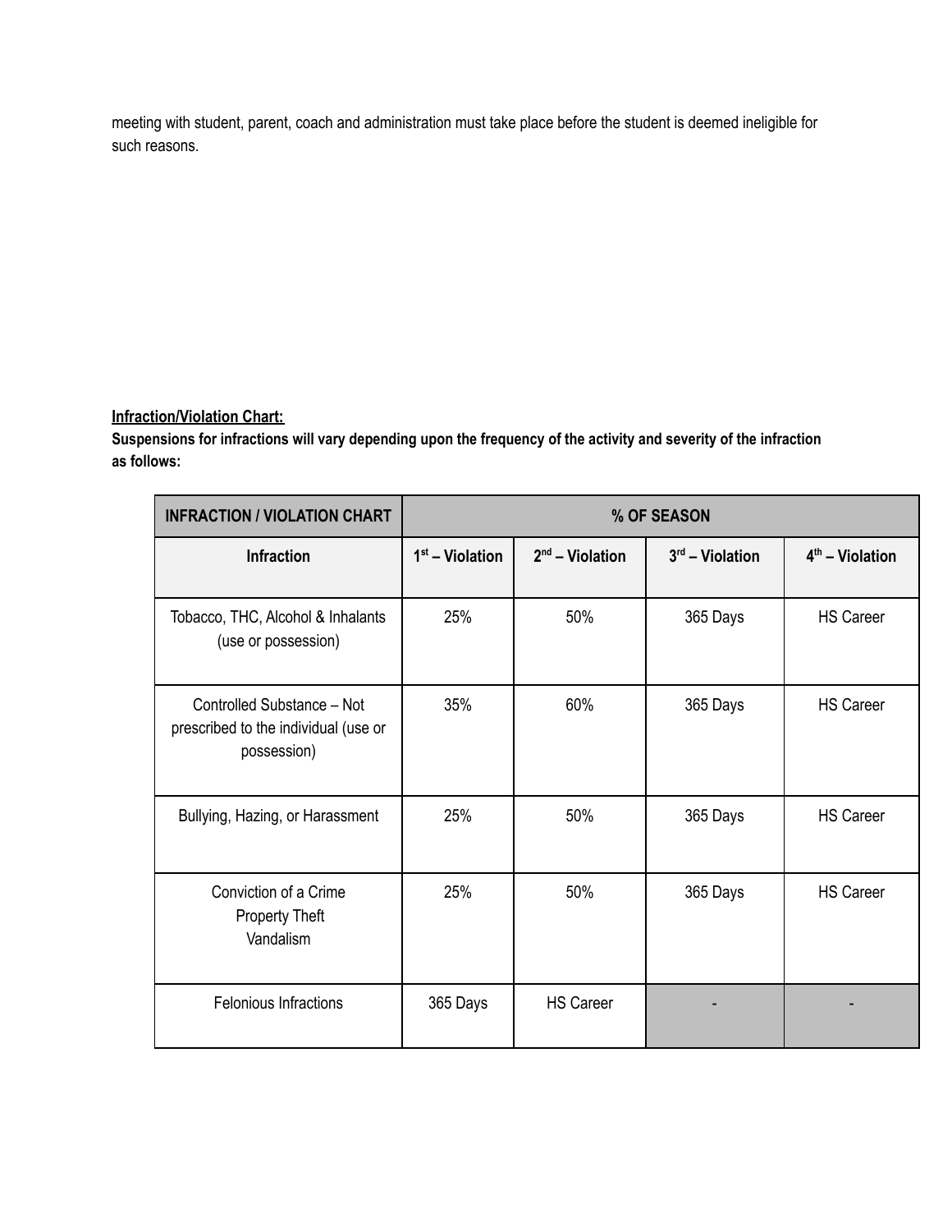meeting with student, parent, coach and administration must take place before the student is deemed ineligible for such reasons.

**Infraction/Violation Chart:**

**Suspensions for infractions will vary depending upon the frequency of the activity and severity of the infraction as follows:**

| INFRACTION / VIOLATION CHART | % OF SEASON | | | |
|---|---|---|---|---|
| **Infraction** | **1st – Violation** | **2nd – Violation** | **3rd – Violation** | **4th – Violation** |
| Tobacco, THC, Alcohol & Inhalants (use or possession) | 25% | 50% | 365 Days | HS Career |
| Controlled Substance – Not prescribed to the individual (use or possession) | 35% | 60% | 365 Days | HS Career |
| Bullying, Hazing, or Harassment | 25% | 50% | 365 Days | HS Career |
| Conviction of a Crime<br>Property Theft<br>Vandalism | 25% | 50% | 365 Days | HS Career |
| Felonious Infractions | 365 Days | HS Career | - | - |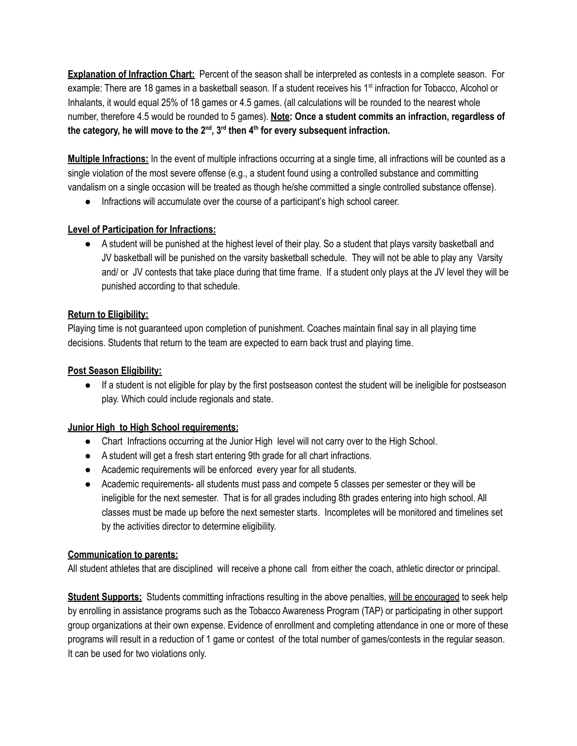**Explanation of Infraction Chart:** Percent of the season shall be interpreted as contests in a complete season. For example: There are 18 games in a basketball season. If a student receives his 1st infraction for Tobacco, Alcohol or Inhalants, it would equal 25% of 18 games or 4.5 games. (all calculations will be rounded to the nearest whole number, therefore 4.5 would be rounded to 5 games). **Note: Once a student commits an infraction, regardless of the category, he will move to the 2nd, 3rd then 4th for every subsequent infraction.**

**Multiple Infractions:** In the event of multiple infractions occurring at a single time, all infractions will be counted as a single violation of the most severe offense (e.g., a student found using a controlled substance and committing vandalism on a single occasion will be treated as though he/she committed a single controlled substance offense).

- Infractions will accumulate over the course of a participant's high school career.

**Level of Participation for Infractions:**

- A student will be punished at the highest level of their play. So a student that plays varsity basketball and JV basketball will be punished on the varsity basketball schedule. They will not be able to play any Varsity and/ or JV contests that take place during that time frame. If a student only plays at the JV level they will be punished according to that schedule.

**Return to Eligibility:**

Playing time is not guaranteed upon completion of punishment. Coaches maintain final say in all playing time decisions. Students that return to the team are expected to earn back trust and playing time.

**Post Season Eligibility:**

- If a student is not eligible for play by the first postseason contest the student will be ineligible for postseason play. Which could include regionals and state.

**Junior High to High School requirements:**

- Chart Infractions occurring at the Junior High level will not carry over to the High School.
- A student will get a fresh start entering 9th grade for all chart infractions.
- Academic requirements will be enforced every year for all students.
- Academic requirements- all students must pass and compete 5 classes per semester or they will be ineligible for the next semester. That is for all grades including 8th grades entering into high school. All classes must be made up before the next semester starts. Incompletes will be monitored and timelines set by the activities director to determine eligibility.

**Communication to parents:**

All student athletes that are disciplined will receive a phone call from either the coach, athletic director or principal.

**Student Supports:** Students committing infractions resulting in the above penalties, will be encouraged to seek help by enrolling in assistance programs such as the Tobacco Awareness Program (TAP) or participating in other support group organizations at their own expense. Evidence of enrollment and completing attendance in one or more of these programs will result in a reduction of 1 game or contest of the total number of games/contests in the regular season. It can be used for two violations only.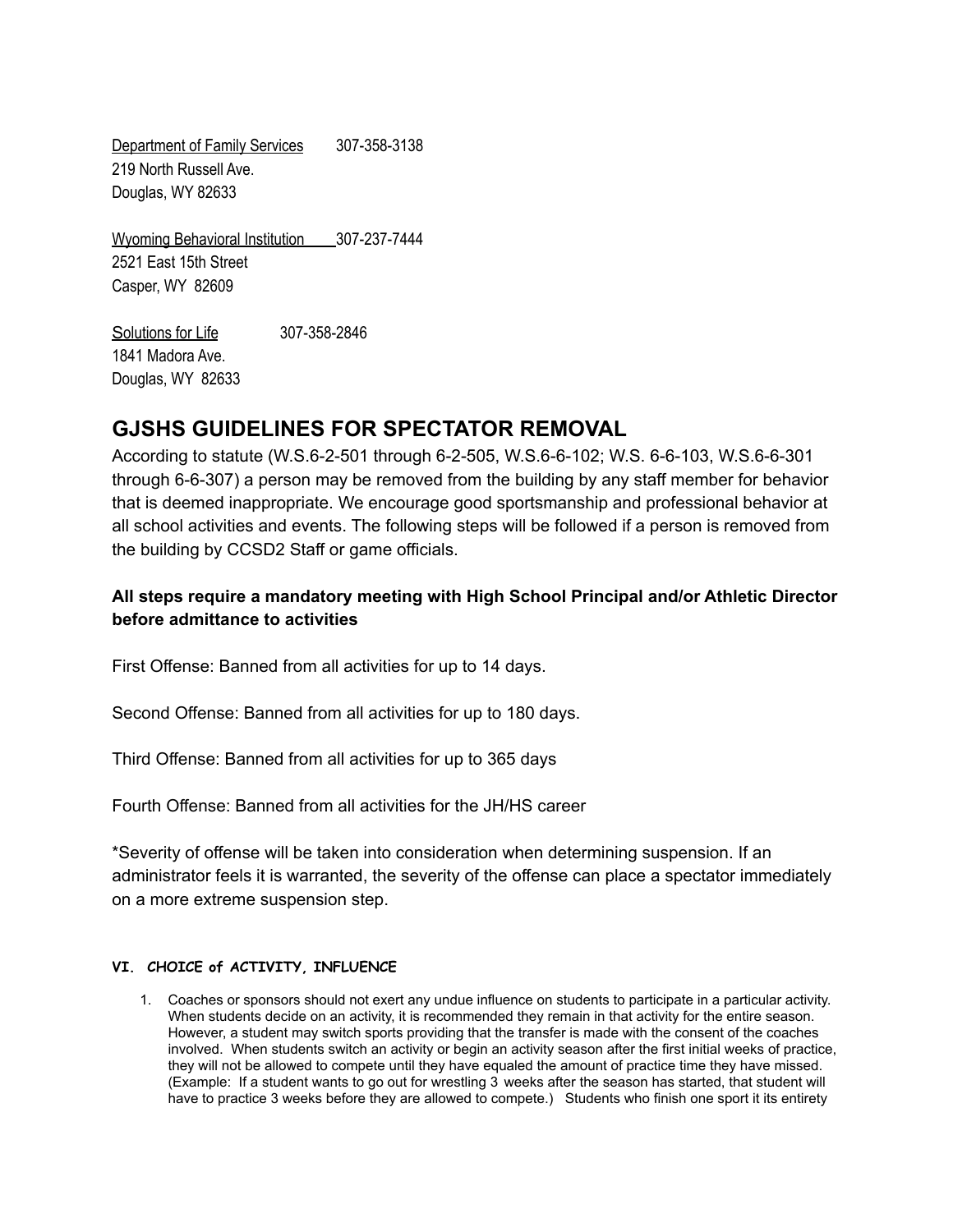Department of Family Services 307-358-3138
219 North Russell Ave.
Douglas, WY 82633

Wyoming Behavioral Institution 307-237-7444
2521 East 15th Street
Casper, WY 82609

Solutions for Life 307-358-2846
1841 Madora Ave.
Douglas, WY 82633

## GJSHS GUIDELINES FOR SPECTATOR REMOVAL

According to statute (W.S.6-2-501 through 6-2-505, W.S.6-6-102; W.S. 6-6-103, W.S.6-6-301 through 6-6-307) a person may be removed from the building by any staff member for behavior that is deemed inappropriate. We encourage good sportsmanship and professional behavior at all school activities and events. The following steps will be followed if a person is removed from the building by CCSD2 Staff or game officials.

**All steps require a mandatory meeting with High School Principal and/or Athletic Director before admittance to activities**

First Offense: Banned from all activities for up to 14 days.

Second Offense: Banned from all activities for up to 180 days.

Third Offense: Banned from all activities for up to 365 days

Fourth Offense: Banned from all activities for the JH/HS career

*Severity of offense will be taken into consideration when determining suspension. If an administrator feels it is warranted, the severity of the offense can place a spectator immediately on a more extreme suspension step.

#### VI. CHOICE of ACTIVITY, INFLUENCE

1. Coaches or sponsors should not exert any undue influence on students to participate in a particular activity. When students decide on an activity, it is recommended they remain in that activity for the entire season. However, a student may switch sports providing that the transfer is made with the consent of the coaches involved. When students switch an activity or begin an activity season after the first initial weeks of practice, they will not be allowed to compete until they have equaled the amount of practice time they have missed. (Example: If a student wants to go out for wrestling 3 weeks after the season has started, that student will have to practice 3 weeks before they are allowed to compete.) Students who finish one sport it its entirety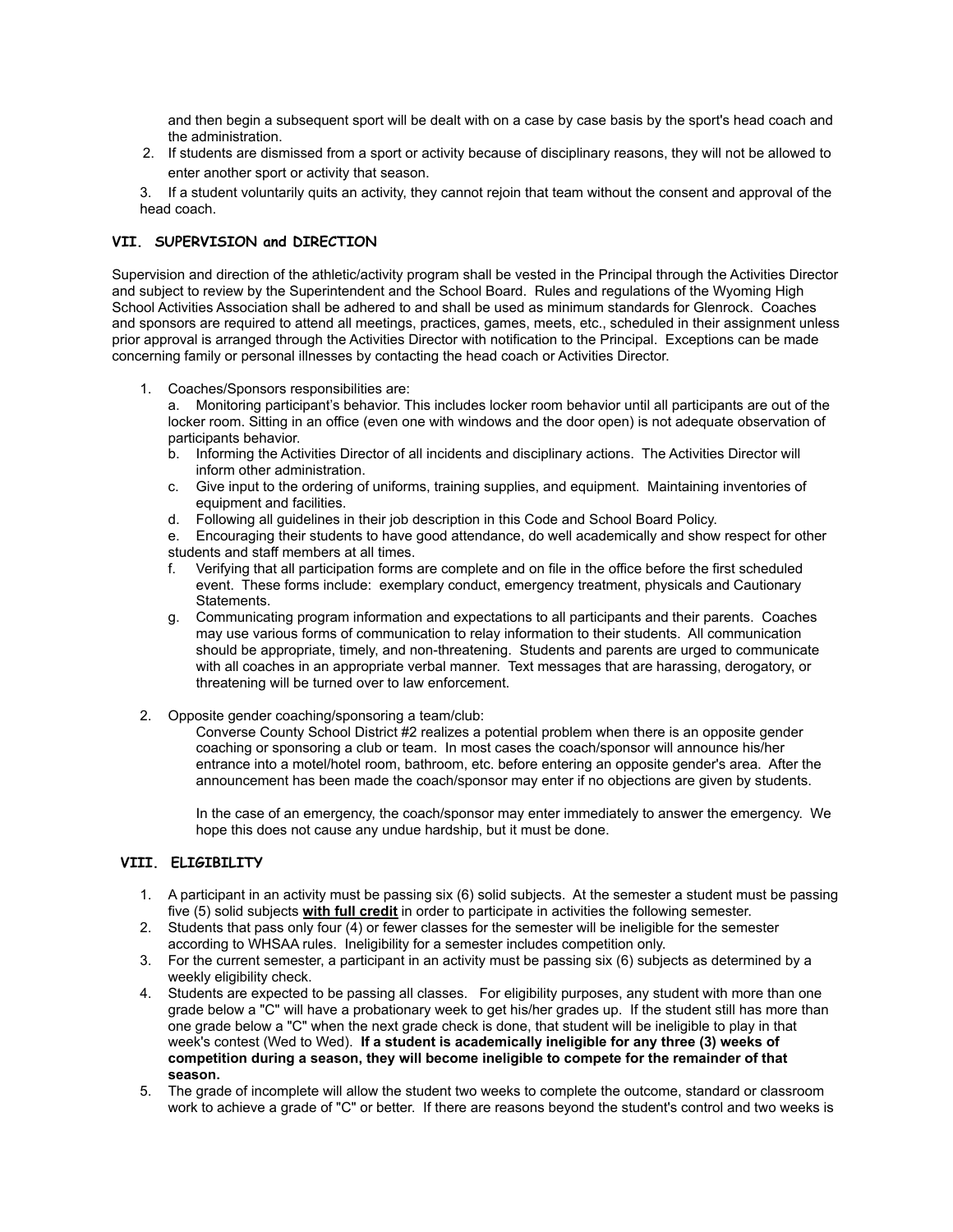and then begin a subsequent sport will be dealt with on a case by case basis by the sport's head coach and the administration.

2. If students are dismissed from a sport or activity because of disciplinary reasons, they will not be allowed to enter another sport or activity that season.
3. If a student voluntarily quits an activity, they cannot rejoin that team without the consent and approval of the head coach.

## VII. SUPERVISION and DIRECTION

Supervision and direction of the athletic/activity program shall be vested in the Principal through the Activities Director and subject to review by the Superintendent and the School Board. Rules and regulations of the Wyoming High School Activities Association shall be adhered to and shall be used as minimum standards for Glenrock. Coaches and sponsors are required to attend all meetings, practices, games, meets, etc., scheduled in their assignment unless prior approval is arranged through the Activities Director with notification to the Principal. Exceptions can be made concerning family or personal illnesses by contacting the head coach or Activities Director.

1. Coaches/Sponsors responsibilities are:
   a. Monitoring participant's behavior. This includes locker room behavior until all participants are out of the locker room. Sitting in an office (even one with windows and the door open) is not adequate observation of participants behavior.
   b. Informing the Activities Director of all incidents and disciplinary actions. The Activities Director will inform other administration.
   c. Give input to the ordering of uniforms, training supplies, and equipment. Maintaining inventories of equipment and facilities.
   d. Following all guidelines in their job description in this Code and School Board Policy.
   e. Encouraging their students to have good attendance, do well academically and show respect for other students and staff members at all times.
   f. Verifying that all participation forms are complete and on file in the office before the first scheduled event. These forms include: exemplary conduct, emergency treatment, physicals and Cautionary Statements.
   g. Communicating program information and expectations to all participants and their parents. Coaches may use various forms of communication to relay information to their students. All communication should be appropriate, timely, and non-threatening. Students and parents are urged to communicate with all coaches in an appropriate verbal manner. Text messages that are harassing, derogatory, or threatening will be turned over to law enforcement.

2. Opposite gender coaching/sponsoring a team/club:

   Converse County School District #2 realizes a potential problem when there is an opposite gender coaching or sponsoring a club or team. In most cases the coach/sponsor will announce his/her entrance into a motel/hotel room, bathroom, etc. before entering an opposite gender's area. After the announcement has been made the coach/sponsor may enter if no objections are given by students.

   In the case of an emergency, the coach/sponsor may enter immediately to answer the emergency. We hope this does not cause any undue hardship, but it must be done.

## VIII. ELIGIBILITY

1. A participant in an activity must be passing six (6) solid subjects. At the semester a student must be passing five (5) solid subjects **with full credit** in order to participate in activities the following semester.
2. Students that pass only four (4) or fewer classes for the semester will be ineligible for the semester according to WHSAA rules. Ineligibility for a semester includes competition only.
3. For the current semester, a participant in an activity must be passing six (6) subjects as determined by a weekly eligibility check.
4. Students are expected to be passing all classes. For eligibility purposes, any student with more than one grade below a "C" will have a probationary week to get his/her grades up. If the student still has more than one grade below a "C" when the next grade check is done, that student will be ineligible to play in that week's contest (Wed to Wed). **If a student is academically ineligible for any three (3) weeks of competition during a season, they will become ineligible to compete for the remainder of that season.**
5. The grade of incomplete will allow the student two weeks to complete the outcome, standard or classroom work to achieve a grade of "C" or better. If there are reasons beyond the student's control and two weeks is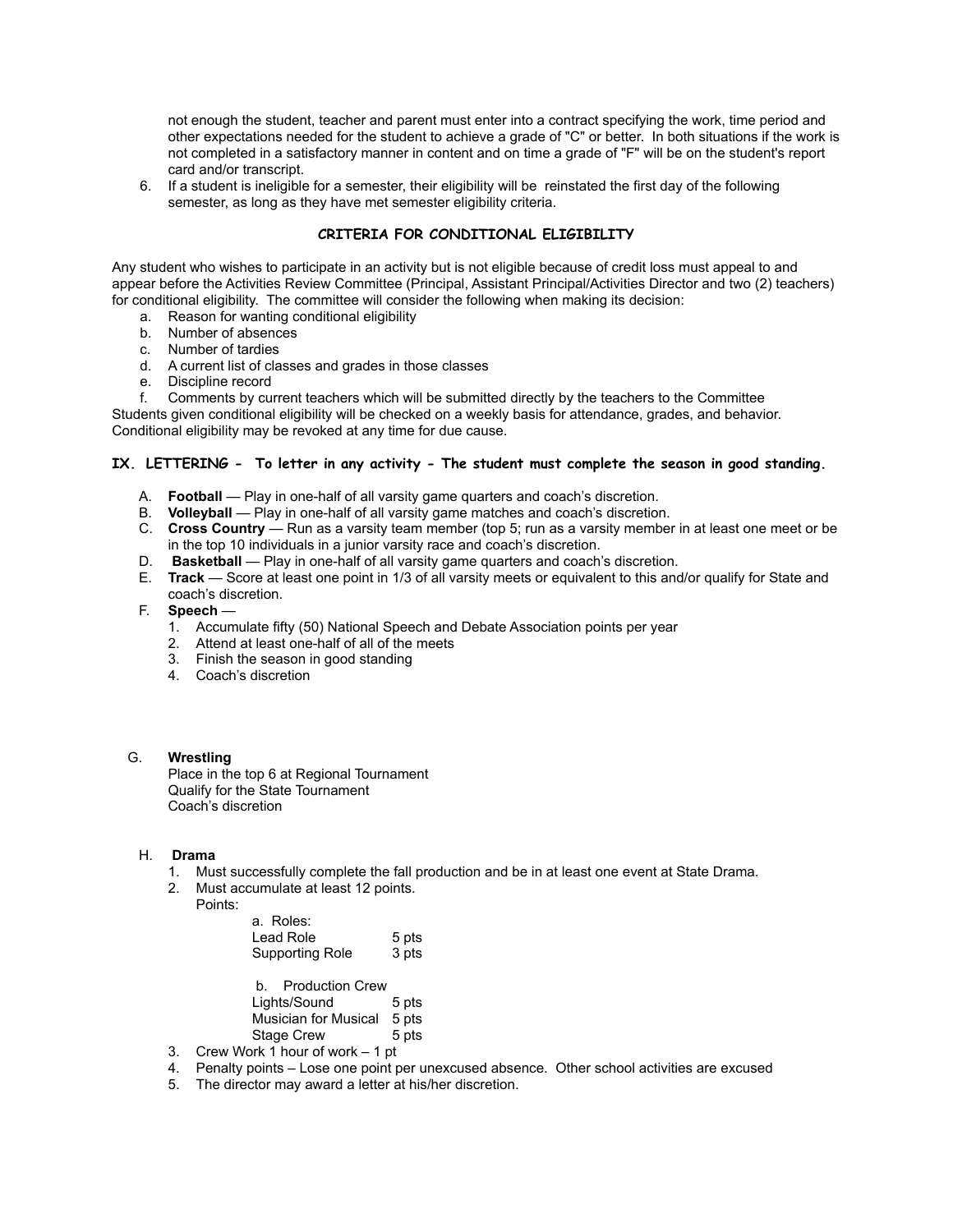not enough the student, teacher and parent must enter into a contract specifying the work, time period and other expectations needed for the student to achieve a grade of "C" or better. In both situations if the work is not completed in a satisfactory manner in content and on time a grade of "F" will be on the student's report card and/or transcript.

6. If a student is ineligible for a semester, their eligibility will be reinstated the first day of the following semester, as long as they have met semester eligibility criteria.

### CRITERIA FOR CONDITIONAL ELIGIBILITY

Any student who wishes to participate in an activity but is not eligible because of credit loss must appeal to and appear before the Activities Review Committee (Principal, Assistant Principal/Activities Director and two (2) teachers) for conditional eligibility. The committee will consider the following when making its decision:

a. Reason for wanting conditional eligibility
b. Number of absences
c. Number of tardies
d. A current list of classes and grades in those classes
e. Discipline record
f. Comments by current teachers which will be submitted directly by the teachers to the Committee

Students given conditional eligibility will be checked on a weekly basis for attendance, grades, and behavior. Conditional eligibility may be revoked at any time for due cause.

## IX. LETTERING - To letter in any activity - The student must complete the season in good standing.

A. **Football** — Play in one-half of all varsity game quarters and coach's discretion.
B. **Volleyball** — Play in one-half of all varsity game matches and coach's discretion.
C. **Cross Country** — Run as a varsity team member (top 5; run as a varsity member in at least one meet or be in the top 10 individuals in a junior varsity race and coach's discretion.
D. **Basketball** — Play in one-half of all varsity game quarters and coach's discretion.
E. **Track** — Score at least one point in 1/3 of all varsity meets or equivalent to this and/or qualify for State and coach's discretion.
F. **Speech** —
   1. Accumulate fifty (50) National Speech and Debate Association points per year
   2. Attend at least one-half of all of the meets
   3. Finish the season in good standing
   4. Coach's discretion

G. **Wrestling**
   Place in the top 6 at Regional Tournament
   Qualify for the State Tournament
   Coach's discretion

H. **Drama**
   1. Must successfully complete the fall production and be in at least one event at State Drama.
   2. Must accumulate at least 12 points.
      Points:
      a. Roles:
         Lead Role 5 pts
         Supporting Role 3 pts

      b. Production Crew
         Lights/Sound 5 pts
         Musician for Musical 5 pts
         Stage Crew 5 pts
   3. Crew Work 1 hour of work – 1 pt
   4. Penalty points – Lose one point per unexcused absence. Other school activities are excused
   5. The director may award a letter at his/her discretion.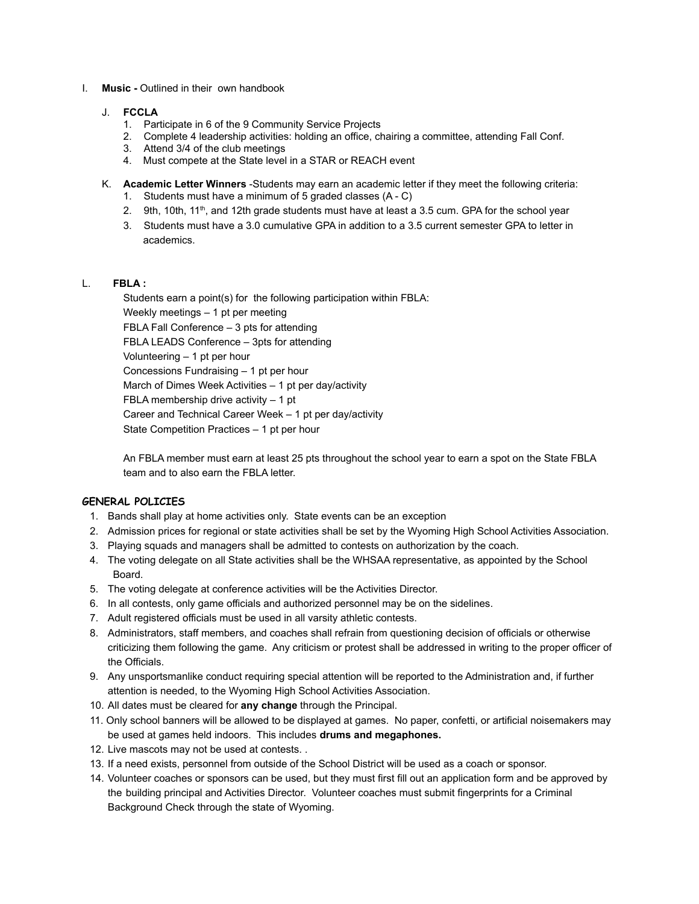I. **Music -** Outlined in their own handbook

J. **FCCLA**
1. Participate in 6 of the 9 Community Service Projects
2. Complete 4 leadership activities: holding an office, chairing a committee, attending Fall Conf.
3. Attend 3/4 of the club meetings
4. Must compete at the State level in a STAR or REACH event

K. **Academic Letter Winners** -Students may earn an academic letter if they meet the following criteria:
1. Students must have a minimum of 5 graded classes (A - C)
2. 9th, 10th, 11th, and 12th grade students must have at least a 3.5 cum. GPA for the school year
3. Students must have a 3.0 cumulative GPA in addition to a 3.5 current semester GPA to letter in academics.

L. **FBLA :**

Students earn a point(s) for the following participation within FBLA:
Weekly meetings – 1 pt per meeting
FBLA Fall Conference – 3 pts for attending
FBLA LEADS Conference – 3pts for attending
Volunteering – 1 pt per hour
Concessions Fundraising – 1 pt per hour
March of Dimes Week Activities – 1 pt per day/activity
FBLA membership drive activity – 1 pt
Career and Technical Career Week – 1 pt per day/activity
State Competition Practices – 1 pt per hour

An FBLA member must earn at least 25 pts throughout the school year to earn a spot on the State FBLA team and to also earn the FBLA letter.

**GENERAL POLICIES**

1. Bands shall play at home activities only. State events can be an exception
2. Admission prices for regional or state activities shall be set by the Wyoming High School Activities Association.
3. Playing squads and managers shall be admitted to contests on authorization by the coach.
4. The voting delegate on all State activities shall be the WHSAA representative, as appointed by the School Board.
5. The voting delegate at conference activities will be the Activities Director.
6. In all contests, only game officials and authorized personnel may be on the sidelines.
7. Adult registered officials must be used in all varsity athletic contests.
8. Administrators, staff members, and coaches shall refrain from questioning decision of officials or otherwise criticizing them following the game. Any criticism or protest shall be addressed in writing to the proper officer of the Officials.
9. Any unsportsmanlike conduct requiring special attention will be reported to the Administration and, if further attention is needed, to the Wyoming High School Activities Association.
10. All dates must be cleared for **any change** through the Principal.
11. Only school banners will be allowed to be displayed at games. No paper, confetti, or artificial noisemakers may be used at games held indoors. This includes **drums and megaphones.**
12. Live mascots may not be used at contests. .
13. If a need exists, personnel from outside of the School District will be used as a coach or sponsor.
14. Volunteer coaches or sponsors can be used, but they must first fill out an application form and be approved by the building principal and Activities Director. Volunteer coaches must submit fingerprints for a Criminal Background Check through the state of Wyoming.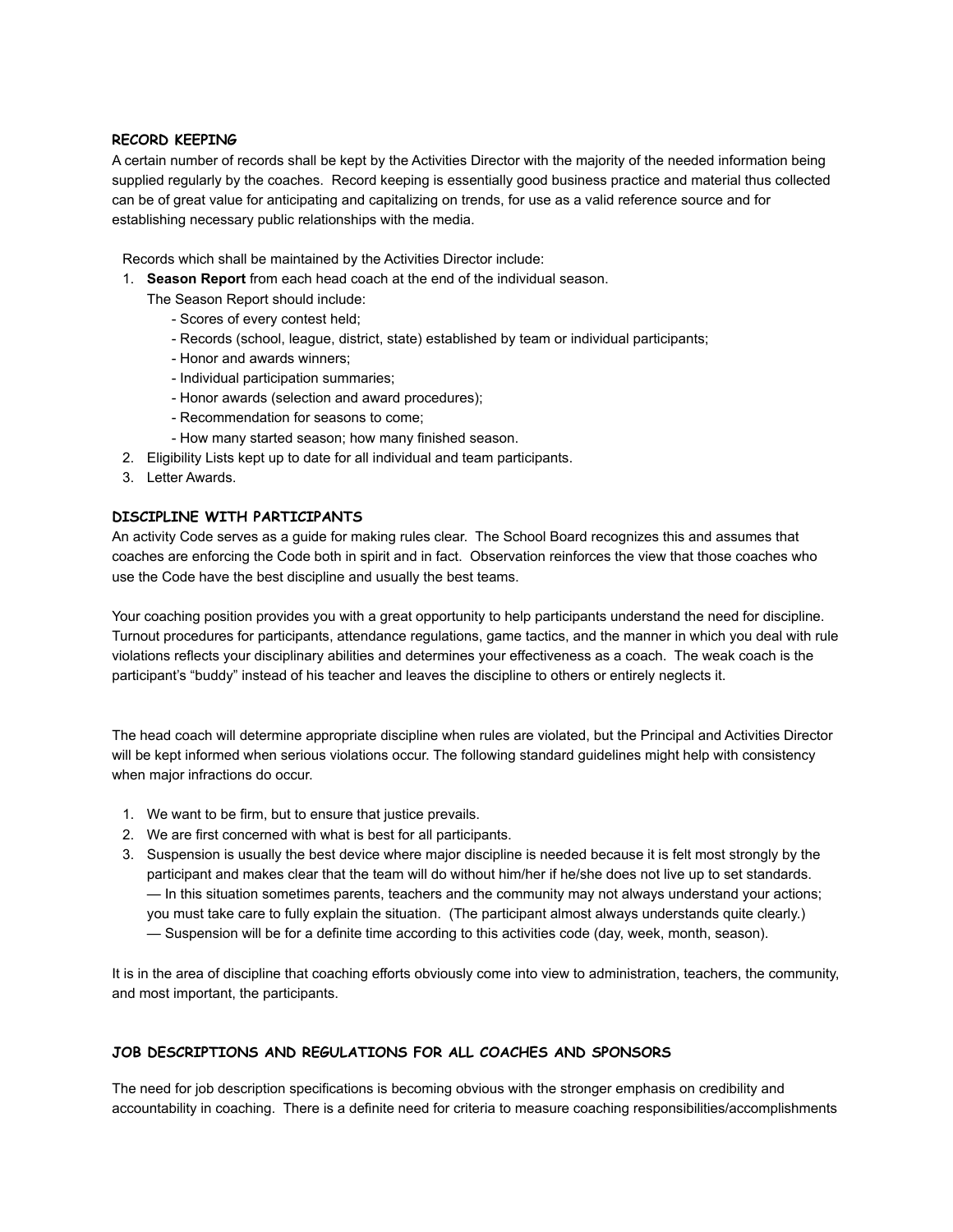## RECORD KEEPING

A certain number of records shall be kept by the Activities Director with the majority of the needed information being supplied regularly by the coaches. Record keeping is essentially good business practice and material thus collected can be of great value for anticipating and capitalizing on trends, for use as a valid reference source and for establishing necessary public relationships with the media.

Records which shall be maintained by the Activities Director include:

1. **Season Report** from each head coach at the end of the individual season.
   The Season Report should include:
   - Scores of every contest held;
   - Records (school, league, district, state) established by team or individual participants;
   - Honor and awards winners;
   - Individual participation summaries;
   - Honor awards (selection and award procedures);
   - Recommendation for seasons to come;
   - How many started season; how many finished season.
2. Eligibility Lists kept up to date for all individual and team participants.
3. Letter Awards.

## DISCIPLINE WITH PARTICIPANTS

An activity Code serves as a guide for making rules clear. The School Board recognizes this and assumes that coaches are enforcing the Code both in spirit and in fact. Observation reinforces the view that those coaches who use the Code have the best discipline and usually the best teams.

Your coaching position provides you with a great opportunity to help participants understand the need for discipline. Turnout procedures for participants, attendance regulations, game tactics, and the manner in which you deal with rule violations reflects your disciplinary abilities and determines your effectiveness as a coach. The weak coach is the participant's "buddy" instead of his teacher and leaves the discipline to others or entirely neglects it.

The head coach will determine appropriate discipline when rules are violated, but the Principal and Activities Director will be kept informed when serious violations occur. The following standard guidelines might help with consistency when major infractions do occur.

1. We want to be firm, but to ensure that justice prevails.
2. We are first concerned with what is best for all participants.
3. Suspension is usually the best device where major discipline is needed because it is felt most strongly by the participant and makes clear that the team will do without him/her if he/she does not live up to set standards.
   — In this situation sometimes parents, teachers and the community may not always understand your actions; you must take care to fully explain the situation. (The participant almost always understands quite clearly.)
   — Suspension will be for a definite time according to this activities code (day, week, month, season).

It is in the area of discipline that coaching efforts obviously come into view to administration, teachers, the community, and most important, the participants.

## JOB DESCRIPTIONS AND REGULATIONS FOR ALL COACHES AND SPONSORS

The need for job description specifications is becoming obvious with the stronger emphasis on credibility and accountability in coaching. There is a definite need for criteria to measure coaching responsibilities/accomplishments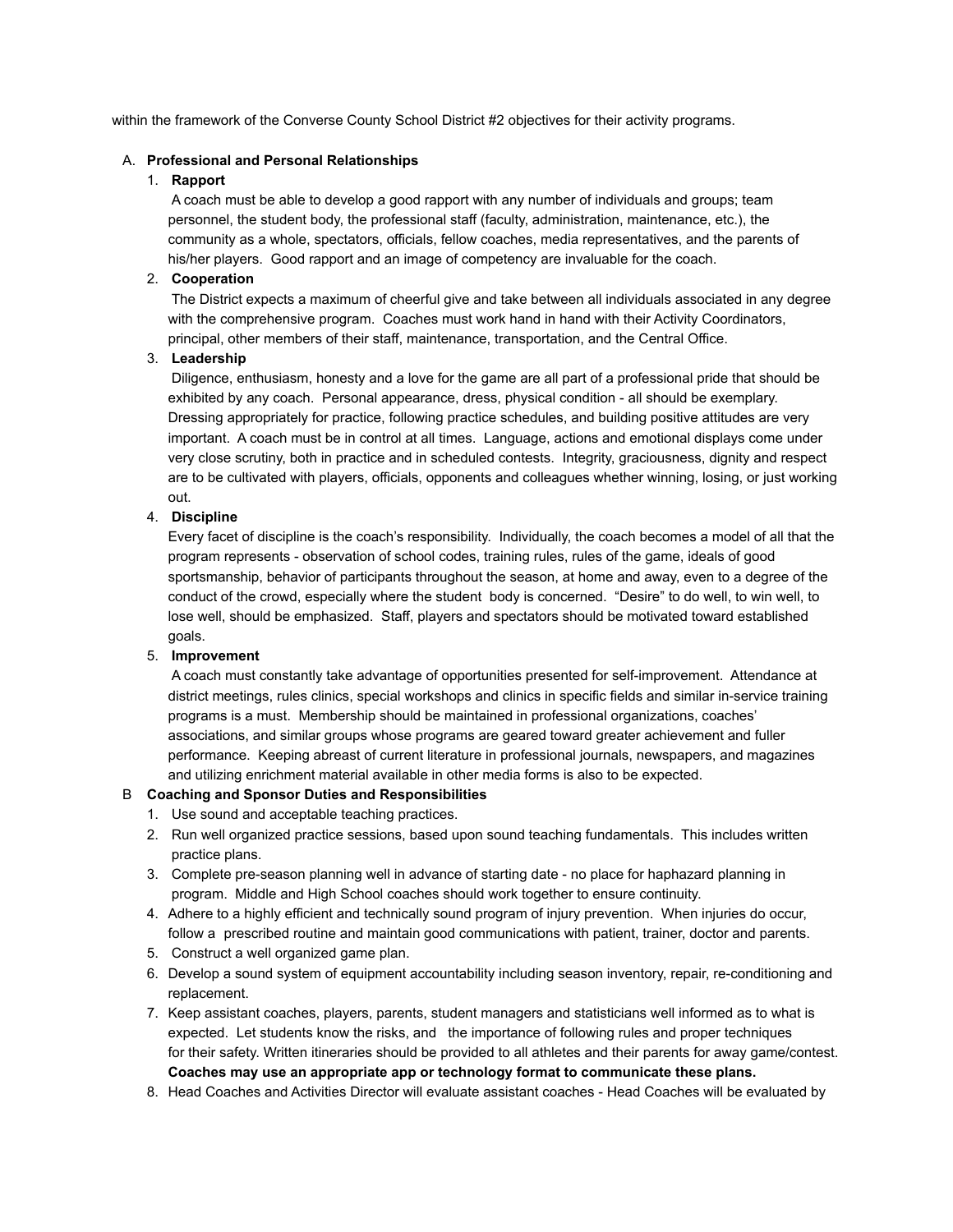within the framework of the Converse County School District #2 objectives for their activity programs.

A. **Professional and Personal Relationships**

   1. **Rapport**
      A coach must be able to develop a good rapport with any number of individuals and groups; team personnel, the student body, the professional staff (faculty, administration, maintenance, etc.), the community as a whole, spectators, officials, fellow coaches, media representatives, and the parents of his/her players. Good rapport and an image of competency are invaluable for the coach.

   2. **Cooperation**
      The District expects a maximum of cheerful give and take between all individuals associated in any degree with the comprehensive program. Coaches must work hand in hand with their Activity Coordinators, principal, other members of their staff, maintenance, transportation, and the Central Office.

   3. **Leadership**
      Diligence, enthusiasm, honesty and a love for the game are all part of a professional pride that should be exhibited by any coach. Personal appearance, dress, physical condition - all should be exemplary. Dressing appropriately for practice, following practice schedules, and building positive attitudes are very important. A coach must be in control at all times. Language, actions and emotional displays come under very close scrutiny, both in practice and in scheduled contests. Integrity, graciousness, dignity and respect are to be cultivated with players, officials, opponents and colleagues whether winning, losing, or just working out.

   4. **Discipline**
      Every facet of discipline is the coach's responsibility. Individually, the coach becomes a model of all that the program represents - observation of school codes, training rules, rules of the game, ideals of good sportsmanship, behavior of participants throughout the season, at home and away, even to a degree of the conduct of the crowd, especially where the student body is concerned. "Desire" to do well, to win well, to lose well, should be emphasized. Staff, players and spectators should be motivated toward established goals.

   5. **Improvement**
      A coach must constantly take advantage of opportunities presented for self-improvement. Attendance at district meetings, rules clinics, special workshops and clinics in specific fields and similar in-service training programs is a must. Membership should be maintained in professional organizations, coaches' associations, and similar groups whose programs are geared toward greater achievement and fuller performance. Keeping abreast of current literature in professional journals, newspapers, and magazines and utilizing enrichment material available in other media forms is also to be expected.

B **Coaching and Sponsor Duties and Responsibilities**

   1. Use sound and acceptable teaching practices.
   2. Run well organized practice sessions, based upon sound teaching fundamentals. This includes written practice plans.
   3. Complete pre-season planning well in advance of starting date - no place for haphazard planning in program. Middle and High School coaches should work together to ensure continuity.
   4. Adhere to a highly efficient and technically sound program of injury prevention. When injuries do occur, follow a prescribed routine and maintain good communications with patient, trainer, doctor and parents.
   5. Construct a well organized game plan.
   6. Develop a sound system of equipment accountability including season inventory, repair, re-conditioning and replacement.
   7. Keep assistant coaches, players, parents, student managers and statisticians well informed as to what is expected. Let students know the risks, and the importance of following rules and proper techniques for their safety. Written itineraries should be provided to all athletes and their parents for away game/contest. **Coaches may use an appropriate app or technology format to communicate these plans.**
   8. Head Coaches and Activities Director will evaluate assistant coaches - Head Coaches will be evaluated by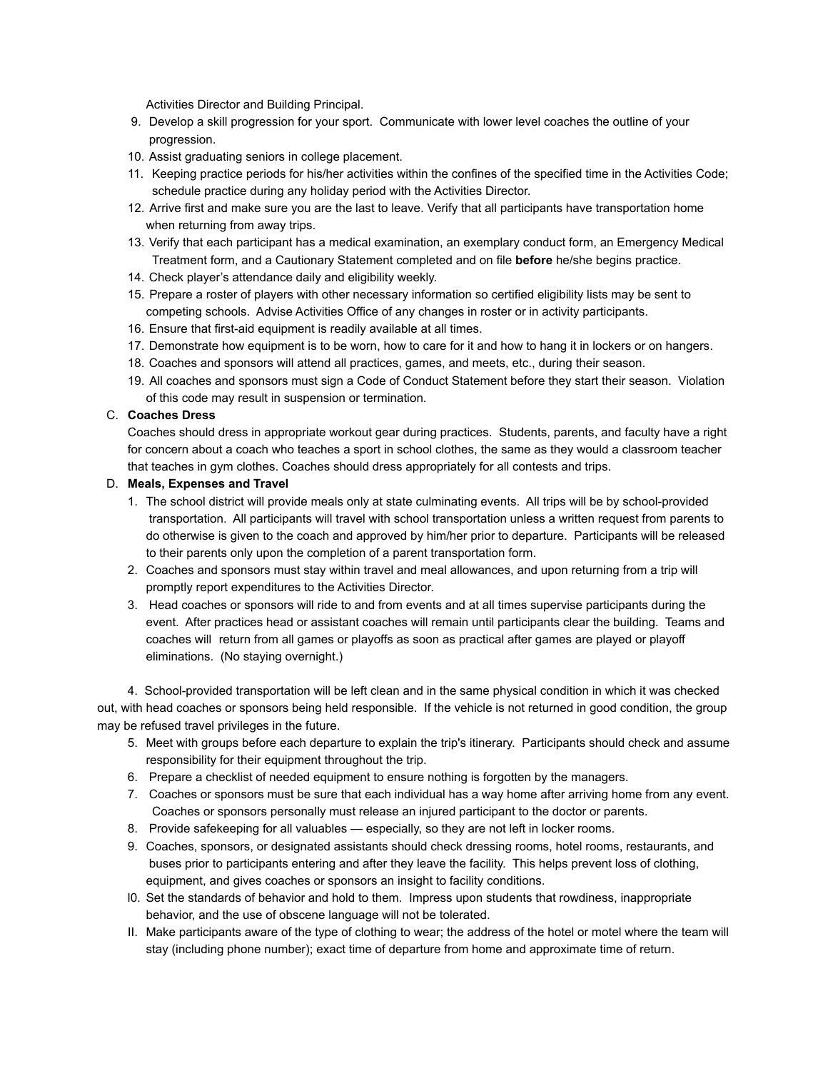Activities Director and Building Principal.

9. Develop a skill progression for your sport. Communicate with lower level coaches the outline of your progression.
10. Assist graduating seniors in college placement.
11. Keeping practice periods for his/her activities within the confines of the specified time in the Activities Code; schedule practice during any holiday period with the Activities Director.
12. Arrive first and make sure you are the last to leave. Verify that all participants have transportation home when returning from away trips.
13. Verify that each participant has a medical examination, an exemplary conduct form, an Emergency Medical Treatment form, and a Cautionary Statement completed and on file **before** he/she begins practice.
14. Check player's attendance daily and eligibility weekly.
15. Prepare a roster of players with other necessary information so certified eligibility lists may be sent to competing schools. Advise Activities Office of any changes in roster or in activity participants.
16. Ensure that first-aid equipment is readily available at all times.
17. Demonstrate how equipment is to be worn, how to care for it and how to hang it in lockers or on hangers.
18. Coaches and sponsors will attend all practices, games, and meets, etc., during their season.
19. All coaches and sponsors must sign a Code of Conduct Statement before they start their season. Violation of this code may result in suspension or termination.

C. **Coaches Dress**

Coaches should dress in appropriate workout gear during practices. Students, parents, and faculty have a right for concern about a coach who teaches a sport in school clothes, the same as they would a classroom teacher that teaches in gym clothes. Coaches should dress appropriately for all contests and trips.

D. **Meals, Expenses and Travel**

1. The school district will provide meals only at state culminating events. All trips will be by school-provided transportation. All participants will travel with school transportation unless a written request from parents to do otherwise is given to the coach and approved by him/her prior to departure. Participants will be released to their parents only upon the completion of a parent transportation form.
2. Coaches and sponsors must stay within travel and meal allowances, and upon returning from a trip will promptly report expenditures to the Activities Director.
3. Head coaches or sponsors will ride to and from events and at all times supervise participants during the event. After practices head or assistant coaches will remain until participants clear the building. Teams and coaches will return from all games or playoffs as soon as practical after games are played or playoff eliminations. (No staying overnight.)

4. School-provided transportation will be left clean and in the same physical condition in which it was checked out, with head coaches or sponsors being held responsible. If the vehicle is not returned in good condition, the group may be refused travel privileges in the future.

5. Meet with groups before each departure to explain the trip's itinerary. Participants should check and assume responsibility for their equipment throughout the trip.
6. Prepare a checklist of needed equipment to ensure nothing is forgotten by the managers.
7. Coaches or sponsors must be sure that each individual has a way home after arriving home from any event. Coaches or sponsors personally must release an injured participant to the doctor or parents.
8. Provide safekeeping for all valuables — especially, so they are not left in locker rooms.
9. Coaches, sponsors, or designated assistants should check dressing rooms, hotel rooms, restaurants, and buses prior to participants entering and after they leave the facility. This helps prevent loss of clothing, equipment, and gives coaches or sponsors an insight to facility conditions.
10. Set the standards of behavior and hold to them. Impress upon students that rowdiness, inappropriate behavior, and the use of obscene language will not be tolerated.
11. Make participants aware of the type of clothing to wear; the address of the hotel or motel where the team will stay (including phone number); exact time of departure from home and approximate time of return.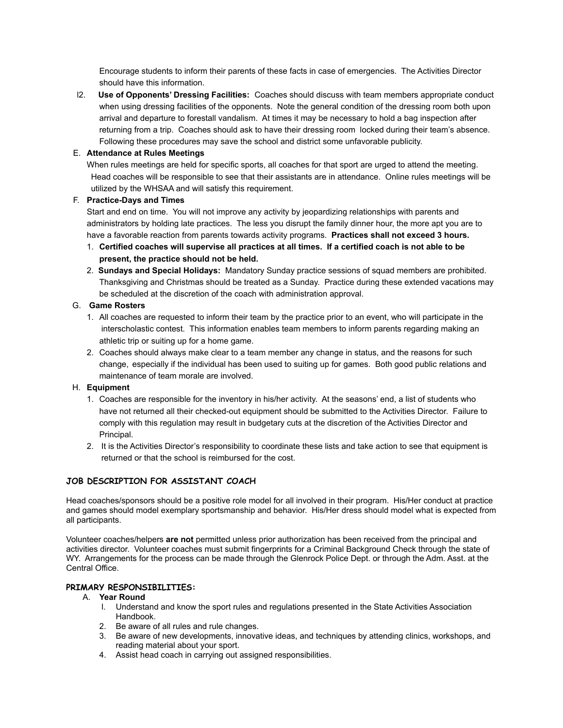Encourage students to inform their parents of these facts in case of emergencies. The Activities Director should have this information.

l2. **Use of Opponents' Dressing Facilities:** Coaches should discuss with team members appropriate conduct when using dressing facilities of the opponents. Note the general condition of the dressing room both upon arrival and departure to forestall vandalism. At times it may be necessary to hold a bag inspection after returning from a trip. Coaches should ask to have their dressing room locked during their team's absence. Following these procedures may save the school and district some unfavorable publicity.

E. **Attendance at Rules Meetings**

When rules meetings are held for specific sports, all coaches for that sport are urged to attend the meeting. Head coaches will be responsible to see that their assistants are in attendance. Online rules meetings will be utilized by the WHSAA and will satisfy this requirement.

F. **Practice-Days and Times**

Start and end on time. You will not improve any activity by jeopardizing relationships with parents and administrators by holding late practices. The less you disrupt the family dinner hour, the more apt you are to have a favorable reaction from parents towards activity programs. **Practices shall not exceed 3 hours.**

1. **Certified coaches will supervise all practices at all times. If a certified coach is not able to be present, the practice should not be held.**
2. **Sundays and Special Holidays:** Mandatory Sunday practice sessions of squad members are prohibited. Thanksgiving and Christmas should be treated as a Sunday. Practice during these extended vacations may be scheduled at the discretion of the coach with administration approval.

G. **Game Rosters**

1. All coaches are requested to inform their team by the practice prior to an event, who will participate in the interscholastic contest. This information enables team members to inform parents regarding making an athletic trip or suiting up for a home game.
2. Coaches should always make clear to a team member any change in status, and the reasons for such change, especially if the individual has been used to suiting up for games. Both good public relations and maintenance of team morale are involved.

H. **Equipment**

1. Coaches are responsible for the inventory in his/her activity. At the seasons' end, a list of students who have not returned all their checked-out equipment should be submitted to the Activities Director. Failure to comply with this regulation may result in budgetary cuts at the discretion of the Activities Director and Principal.
2. It is the Activities Director's responsibility to coordinate these lists and take action to see that equipment is returned or that the school is reimbursed for the cost.

## JOB DESCRIPTION FOR ASSISTANT COACH

Head coaches/sponsors should be a positive role model for all involved in their program. His/Her conduct at practice and games should model exemplary sportsmanship and behavior. His/Her dress should model what is expected from all participants.

Volunteer coaches/helpers **are not** permitted unless prior authorization has been received from the principal and activities director. Volunteer coaches must submit fingerprints for a Criminal Background Check through the state of WY. Arrangements for the process can be made through the Glenrock Police Dept. or through the Adm. Asst. at the Central Office.

### PRIMARY RESPONSIBILITIES:

A. **Year Round**

l. Understand and know the sport rules and regulations presented in the State Activities Association Handbook.
2. Be aware of all rules and rule changes.
3. Be aware of new developments, innovative ideas, and techniques by attending clinics, workshops, and reading material about your sport.
4. Assist head coach in carrying out assigned responsibilities.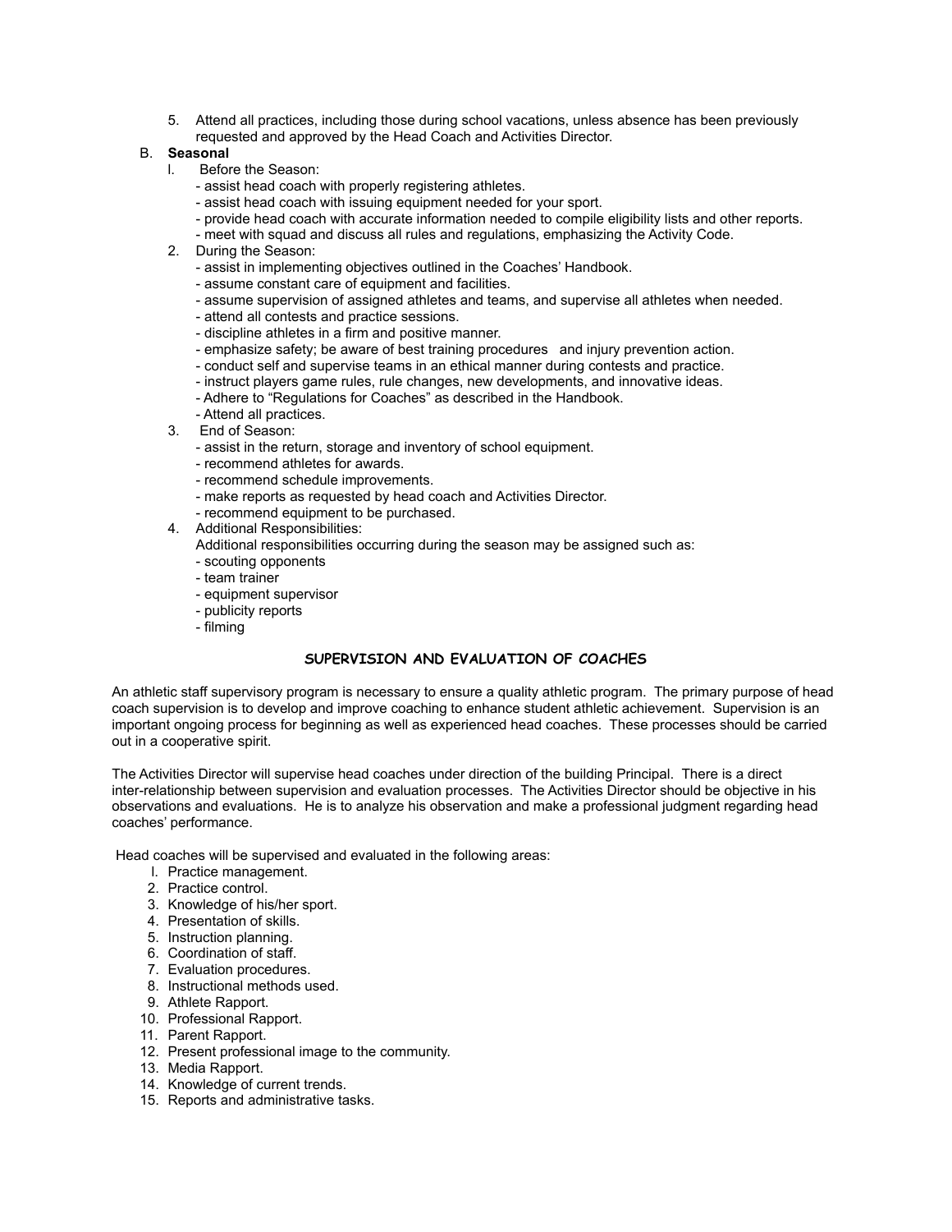5. Attend all practices, including those during school vacations, unless absence has been previously requested and approved by the Head Coach and Activities Director.

B. **Seasonal**

l. Before the Season:
   - assist head coach with properly registering athletes.
   - assist head coach with issuing equipment needed for your sport.
   - provide head coach with accurate information needed to compile eligibility lists and other reports.
   - meet with squad and discuss all rules and regulations, emphasizing the Activity Code.

2. During the Season:
   - assist in implementing objectives outlined in the Coaches' Handbook.
   - assume constant care of equipment and facilities.
   - assume supervision of assigned athletes and teams, and supervise all athletes when needed.
   - attend all contests and practice sessions.
   - discipline athletes in a firm and positive manner.
   - emphasize safety; be aware of best training procedures and injury prevention action.
   - conduct self and supervise teams in an ethical manner during contests and practice.
   - instruct players game rules, rule changes, new developments, and innovative ideas.
   - Adhere to "Regulations for Coaches" as described in the Handbook.
   - Attend all practices.

3. End of Season:
   - assist in the return, storage and inventory of school equipment.
   - recommend athletes for awards.
   - recommend schedule improvements.
   - make reports as requested by head coach and Activities Director.
   - recommend equipment to be purchased.

4. Additional Responsibilities:

   Additional responsibilities occurring during the season may be assigned such as:
   - scouting opponents
   - team trainer
   - equipment supervisor
   - publicity reports
   - filming

## SUPERVISION AND EVALUATION OF COACHES

An athletic staff supervisory program is necessary to ensure a quality athletic program. The primary purpose of head coach supervision is to develop and improve coaching to enhance student athletic achievement. Supervision is an important ongoing process for beginning as well as experienced head coaches. These processes should be carried out in a cooperative spirit.

The Activities Director will supervise head coaches under direction of the building Principal. There is a direct inter-relationship between supervision and evaluation processes. The Activities Director should be objective in his observations and evaluations. He is to analyze his observation and make a professional judgment regarding head coaches' performance.

Head coaches will be supervised and evaluated in the following areas:

l. Practice management.
2. Practice control.
3. Knowledge of his/her sport.
4. Presentation of skills.
5. Instruction planning.
6. Coordination of staff.
7. Evaluation procedures.
8. Instructional methods used.
9. Athlete Rapport.
10. Professional Rapport.
11. Parent Rapport.
12. Present professional image to the community.
13. Media Rapport.
14. Knowledge of current trends.
15. Reports and administrative tasks.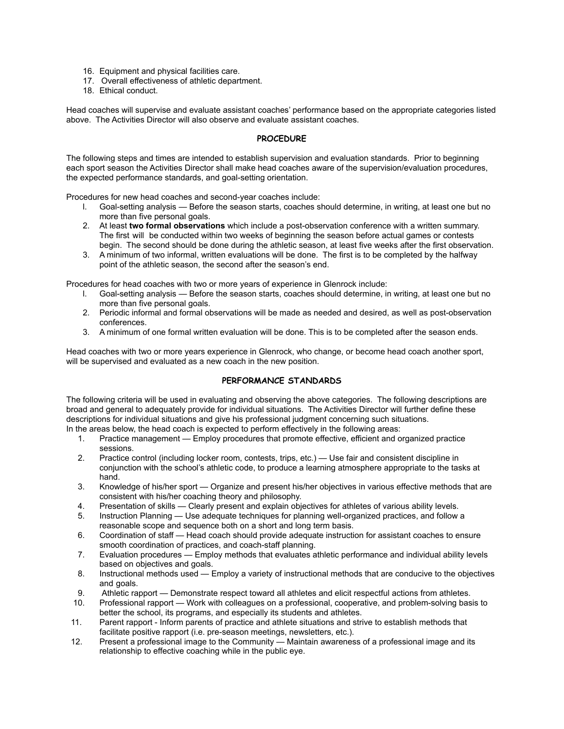16. Equipment and physical facilities care.
17. Overall effectiveness of athletic department.
18. Ethical conduct.

Head coaches will supervise and evaluate assistant coaches' performance based on the appropriate categories listed above. The Activities Director will also observe and evaluate assistant coaches.

## PROCEDURE

The following steps and times are intended to establish supervision and evaluation standards. Prior to beginning each sport season the Activities Director shall make head coaches aware of the supervision/evaluation procedures, the expected performance standards, and goal-setting orientation.

Procedures for new head coaches and second-year coaches include:

l. Goal-setting analysis — Before the season starts, coaches should determine, in writing, at least one but no more than five personal goals.
2. At least **two formal observations** which include a post-observation conference with a written summary. The first will be conducted within two weeks of beginning the season before actual games or contests begin. The second should be done during the athletic season, at least five weeks after the first observation.
3. A minimum of two informal, written evaluations will be done. The first is to be completed by the halfway point of the athletic season, the second after the season's end.

Procedures for head coaches with two or more years of experience in Glenrock include:

l. Goal-setting analysis — Before the season starts, coaches should determine, in writing, at least one but no more than five personal goals.
2. Periodic informal and formal observations will be made as needed and desired, as well as post-observation conferences.
3. A minimum of one formal written evaluation will be done. This is to be completed after the season ends.

Head coaches with two or more years experience in Glenrock, who change, or become head coach another sport, will be supervised and evaluated as a new coach in the new position.

## PERFORMANCE STANDARDS

The following criteria will be used in evaluating and observing the above categories. The following descriptions are broad and general to adequately provide for individual situations. The Activities Director will further define these descriptions for individual situations and give his professional judgment concerning such situations.
In the areas below, the head coach is expected to perform effectively in the following areas:

1. Practice management — Employ procedures that promote effective, efficient and organized practice sessions.
2. Practice control (including locker room, contests, trips, etc.) — Use fair and consistent discipline in conjunction with the school's athletic code, to produce a learning atmosphere appropriate to the tasks at hand.
3. Knowledge of his/her sport — Organize and present his/her objectives in various effective methods that are consistent with his/her coaching theory and philosophy.
4. Presentation of skills — Clearly present and explain objectives for athletes of various ability levels.
5. Instruction Planning — Use adequate techniques for planning well-organized practices, and follow a reasonable scope and sequence both on a short and long term basis.
6. Coordination of staff — Head coach should provide adequate instruction for assistant coaches to ensure smooth coordination of practices, and coach-staff planning.
7. Evaluation procedures — Employ methods that evaluates athletic performance and individual ability levels based on objectives and goals.
8. Instructional methods used — Employ a variety of instructional methods that are conducive to the objectives and goals.
9. Athletic rapport — Demonstrate respect toward all athletes and elicit respectful actions from athletes.
10. Professional rapport — Work with colleagues on a professional, cooperative, and problem-solving basis to better the school, its programs, and especially its students and athletes.
11. Parent rapport - Inform parents of practice and athlete situations and strive to establish methods that facilitate positive rapport (i.e. pre-season meetings, newsletters, etc.).
12. Present a professional image to the Community — Maintain awareness of a professional image and its relationship to effective coaching while in the public eye.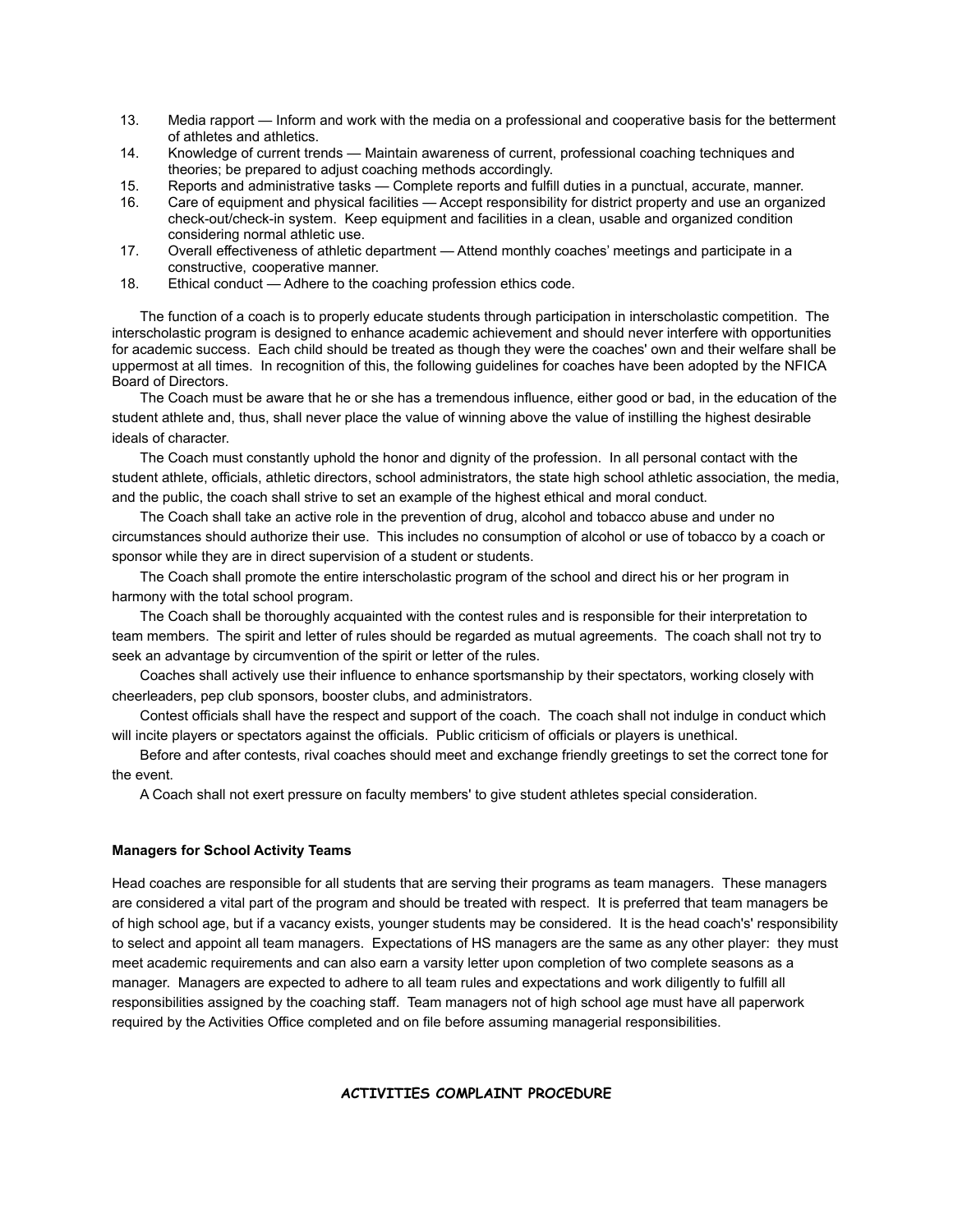13. Media rapport — Inform and work with the media on a professional and cooperative basis for the betterment of athletes and athletics.
14. Knowledge of current trends — Maintain awareness of current, professional coaching techniques and theories; be prepared to adjust coaching methods accordingly.
15. Reports and administrative tasks — Complete reports and fulfill duties in a punctual, accurate, manner.
16. Care of equipment and physical facilities — Accept responsibility for district property and use an organized check-out/check-in system. Keep equipment and facilities in a clean, usable and organized condition considering normal athletic use.
17. Overall effectiveness of athletic department — Attend monthly coaches' meetings and participate in a constructive, cooperative manner.
18. Ethical conduct — Adhere to the coaching profession ethics code.

The function of a coach is to properly educate students through participation in interscholastic competition. The interscholastic program is designed to enhance academic achievement and should never interfere with opportunities for academic success. Each child should be treated as though they were the coaches' own and their welfare shall be uppermost at all times. In recognition of this, the following guidelines for coaches have been adopted by the NFICA Board of Directors.

The Coach must be aware that he or she has a tremendous influence, either good or bad, in the education of the student athlete and, thus, shall never place the value of winning above the value of instilling the highest desirable ideals of character.

The Coach must constantly uphold the honor and dignity of the profession. In all personal contact with the student athlete, officials, athletic directors, school administrators, the state high school athletic association, the media, and the public, the coach shall strive to set an example of the highest ethical and moral conduct.

The Coach shall take an active role in the prevention of drug, alcohol and tobacco abuse and under no circumstances should authorize their use. This includes no consumption of alcohol or use of tobacco by a coach or sponsor while they are in direct supervision of a student or students.

The Coach shall promote the entire interscholastic program of the school and direct his or her program in harmony with the total school program.

The Coach shall be thoroughly acquainted with the contest rules and is responsible for their interpretation to team members. The spirit and letter of rules should be regarded as mutual agreements. The coach shall not try to seek an advantage by circumvention of the spirit or letter of the rules.

Coaches shall actively use their influence to enhance sportsmanship by their spectators, working closely with cheerleaders, pep club sponsors, booster clubs, and administrators.

Contest officials shall have the respect and support of the coach. The coach shall not indulge in conduct which will incite players or spectators against the officials. Public criticism of officials or players is unethical.

Before and after contests, rival coaches should meet and exchange friendly greetings to set the correct tone for the event.

A Coach shall not exert pressure on faculty members' to give student athletes special consideration.

**Managers for School Activity Teams**

Head coaches are responsible for all students that are serving their programs as team managers. These managers are considered a vital part of the program and should be treated with respect. It is preferred that team managers be of high school age, but if a vacancy exists, younger students may be considered. It is the head coach's' responsibility to select and appoint all team managers. Expectations of HS managers are the same as any other player: they must meet academic requirements and can also earn a varsity letter upon completion of two complete seasons as a manager. Managers are expected to adhere to all team rules and expectations and work diligently to fulfill all responsibilities assigned by the coaching staff. Team managers not of high school age must have all paperwork required by the Activities Office completed and on file before assuming managerial responsibilities.

## ACTIVITIES COMPLAINT PROCEDURE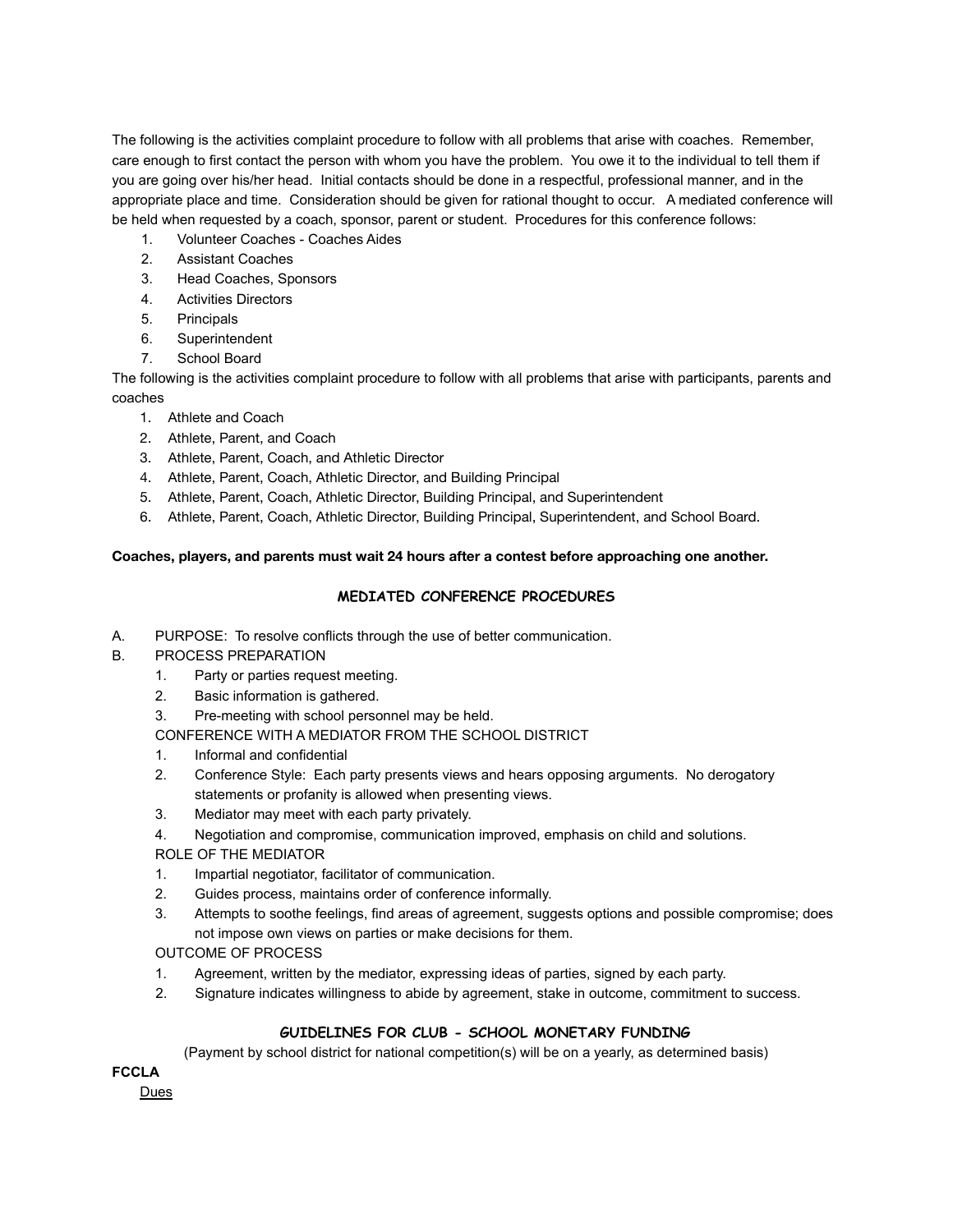The following is the activities complaint procedure to follow with all problems that arise with coaches. Remember, care enough to first contact the person with whom you have the problem. You owe it to the individual to tell them if you are going over his/her head. Initial contacts should be done in a respectful, professional manner, and in the appropriate place and time. Consideration should be given for rational thought to occur. A mediated conference will be held when requested by a coach, sponsor, parent or student. Procedures for this conference follows:

1. Volunteer Coaches - Coaches Aides
2. Assistant Coaches
3. Head Coaches, Sponsors
4. Activities Directors
5. Principals
6. Superintendent
7. School Board

The following is the activities complaint procedure to follow with all problems that arise with participants, parents and coaches

1. Athlete and Coach
2. Athlete, Parent, and Coach
3. Athlete, Parent, Coach, and Athletic Director
4. Athlete, Parent, Coach, Athletic Director, and Building Principal
5. Athlete, Parent, Coach, Athletic Director, Building Principal, and Superintendent
6. Athlete, Parent, Coach, Athletic Director, Building Principal, Superintendent, and School Board.

**Coaches, players, and parents must wait 24 hours after a contest before approaching one another.**

## MEDIATED CONFERENCE PROCEDURES

A. PURPOSE: To resolve conflicts through the use of better communication.

B. PROCESS PREPARATION
1. Party or parties request meeting.
2. Basic information is gathered.
3. Pre-meeting with school personnel may be held.

CONFERENCE WITH A MEDIATOR FROM THE SCHOOL DISTRICT
1. Informal and confidential
2. Conference Style: Each party presents views and hears opposing arguments. No derogatory statements or profanity is allowed when presenting views.
3. Mediator may meet with each party privately.
4. Negotiation and compromise, communication improved, emphasis on child and solutions.

ROLE OF THE MEDIATOR
1. Impartial negotiator, facilitator of communication.
2. Guides process, maintains order of conference informally.
3. Attempts to soothe feelings, find areas of agreement, suggests options and possible compromise; does not impose own views on parties or make decisions for them.

OUTCOME OF PROCESS
1. Agreement, written by the mediator, expressing ideas of parties, signed by each party.
2. Signature indicates willingness to abide by agreement, stake in outcome, commitment to success.

## GUIDELINES FOR CLUB - SCHOOL MONETARY FUNDING

(Payment by school district for national competition(s) will be on a yearly, as determined basis)

**FCCLA**

Dues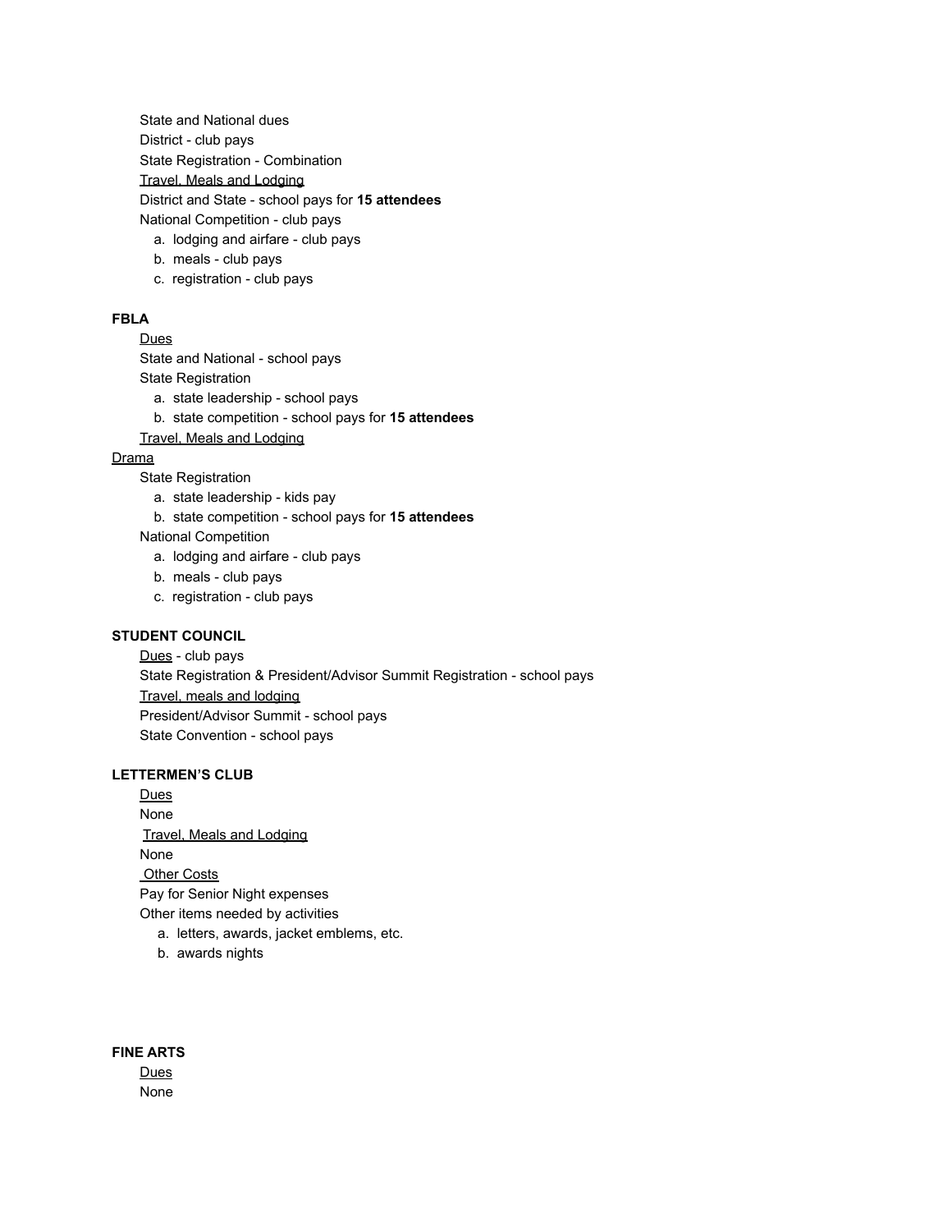State and National dues

District - club pays

State Registration - Combination

<u>Travel, Meals and Lodging</u>

District and State - school pays for **15 attendees**

National Competition - club pays

a. lodging and airfare - club pays
b. meals - club pays
c. registration - club pays

**FBLA**

<u>Dues</u>

State and National - school pays

State Registration

a. state leadership - school pays
b. state competition - school pays for **15 attendees**

<u>Travel, Meals and Lodging</u>

<u>Drama</u>

State Registration

a. state leadership - kids pay
b. state competition - school pays for **15 attendees**

National Competition

a. lodging and airfare - club pays
b. meals - club pays
c. registration - club pays

**STUDENT COUNCIL**

<u>Dues</u> - club pays

State Registration & President/Advisor Summit Registration - school pays

<u>Travel, meals and lodging</u>

President/Advisor Summit - school pays

State Convention - school pays

**LETTERMEN'S CLUB**

<u>Dues</u>

None

<u>Travel, Meals and Lodging</u>

None

<u>Other Costs</u>

Pay for Senior Night expenses

Other items needed by activities

a. letters, awards, jacket emblems, etc.
b. awards nights

**FINE ARTS**

<u>Dues</u>

None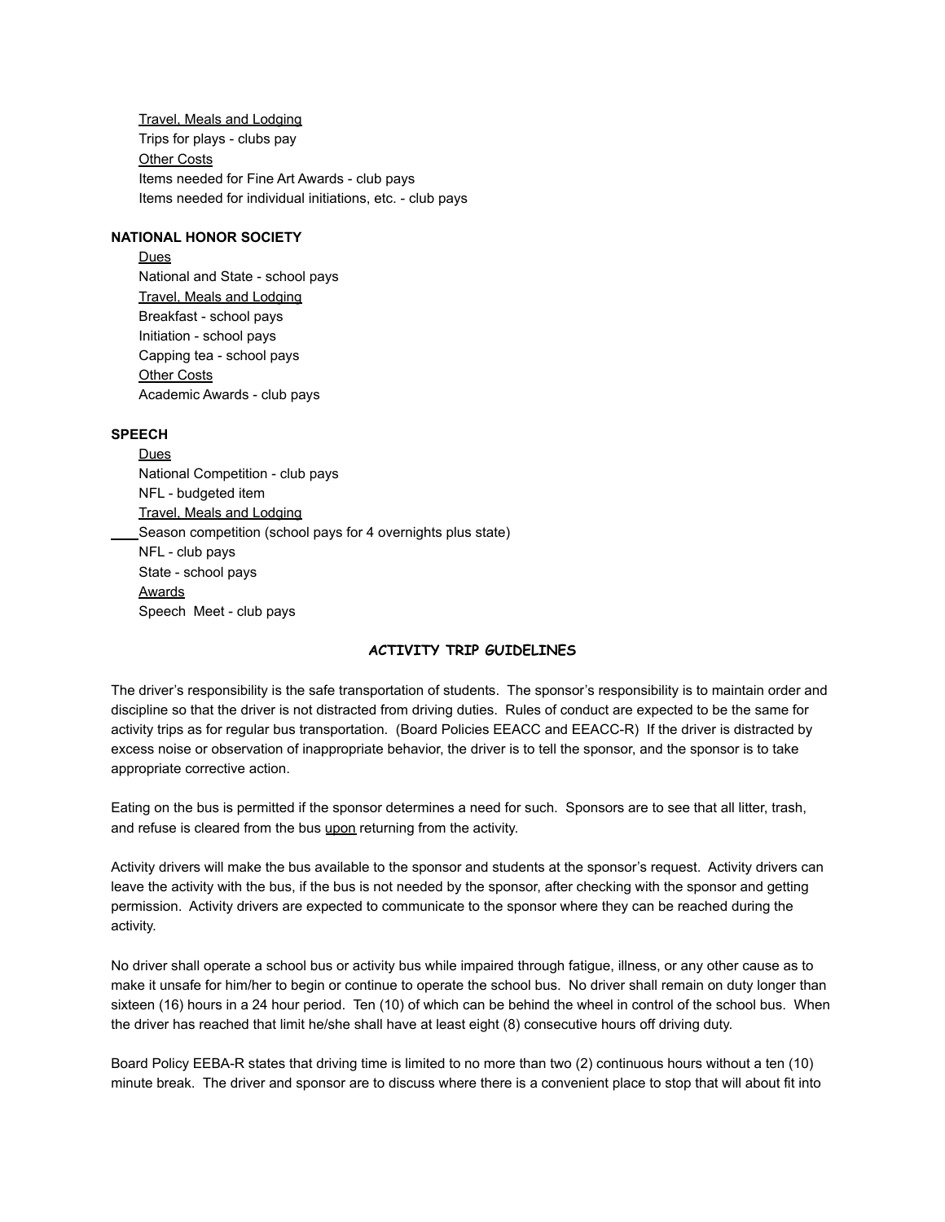Travel, Meals and Lodging
Trips for plays - clubs pay
Other Costs
Items needed for Fine Art Awards - club pays
Items needed for individual initiations, etc. - club pays

**NATIONAL HONOR SOCIETY**

Dues
National and State - school pays
Travel, Meals and Lodging
Breakfast - school pays
Initiation - school pays
Capping tea - school pays
Other Costs
Academic Awards - club pays

**SPEECH**

Dues
National Competition - club pays
NFL - budgeted item
Travel, Meals and Lodging
Season competition (school pays for 4 overnights plus state)
NFL - club pays
State - school pays
Awards
Speech Meet - club pays

## ACTIVITY TRIP GUIDELINES

The driver's responsibility is the safe transportation of students. The sponsor's responsibility is to maintain order and discipline so that the driver is not distracted from driving duties. Rules of conduct are expected to be the same for activity trips as for regular bus transportation. (Board Policies EEACC and EEACC-R) If the driver is distracted by excess noise or observation of inappropriate behavior, the driver is to tell the sponsor, and the sponsor is to take appropriate corrective action.

Eating on the bus is permitted if the sponsor determines a need for such. Sponsors are to see that all litter, trash, and refuse is cleared from the bus upon returning from the activity.

Activity drivers will make the bus available to the sponsor and students at the sponsor's request. Activity drivers can leave the activity with the bus, if the bus is not needed by the sponsor, after checking with the sponsor and getting permission. Activity drivers are expected to communicate to the sponsor where they can be reached during the activity.

No driver shall operate a school bus or activity bus while impaired through fatigue, illness, or any other cause as to make it unsafe for him/her to begin or continue to operate the school bus. No driver shall remain on duty longer than sixteen (16) hours in a 24 hour period. Ten (10) of which can be behind the wheel in control of the school bus. When the driver has reached that limit he/she shall have at least eight (8) consecutive hours off driving duty.

Board Policy EEBA-R states that driving time is limited to no more than two (2) continuous hours without a ten (10) minute break. The driver and sponsor are to discuss where there is a convenient place to stop that will about fit into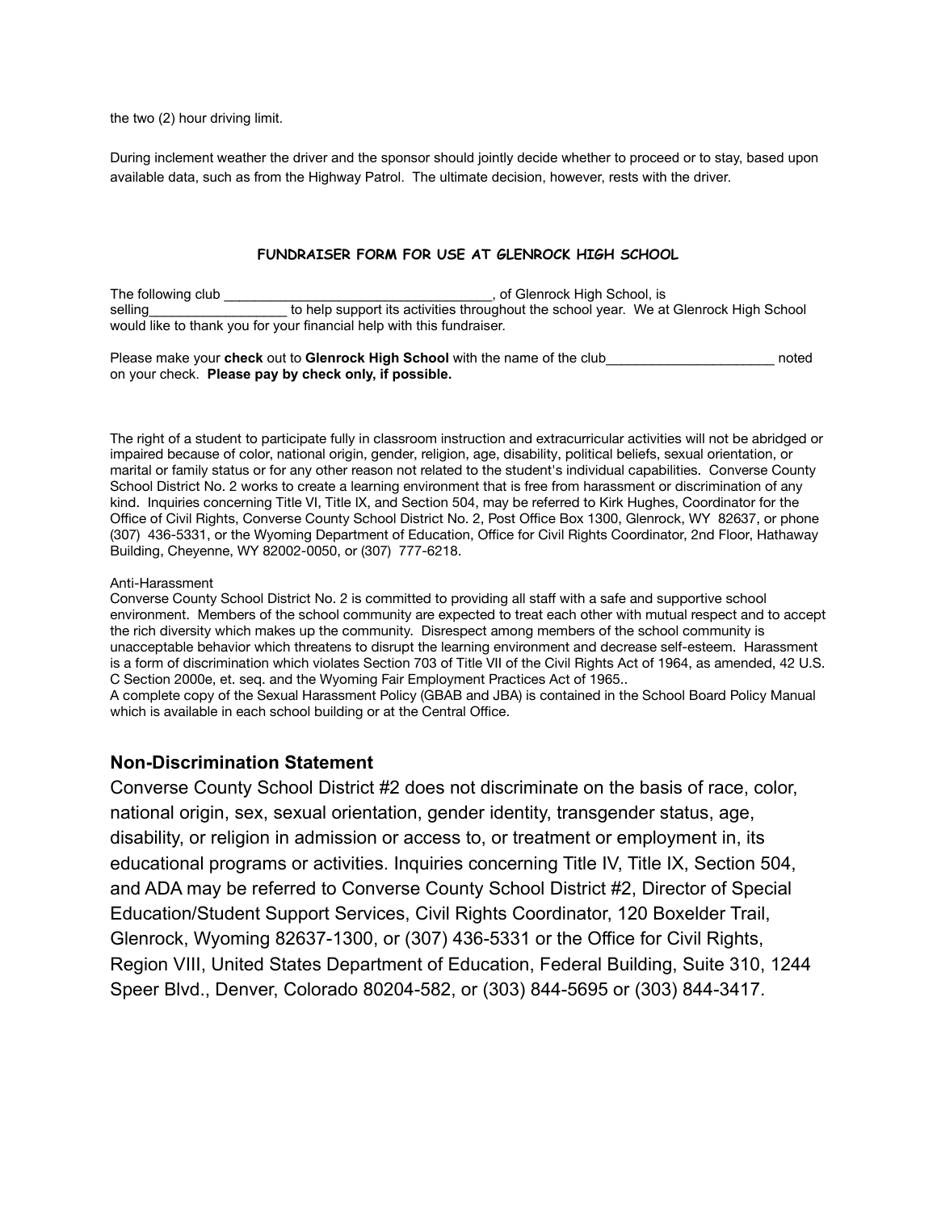the two (2) hour driving limit.

During inclement weather the driver and the sponsor should jointly decide whether to proceed or to stay, based upon available data, such as from the Highway Patrol. The ultimate decision, however, rests with the driver.

### FUNDRAISER FORM FOR USE AT GLENROCK HIGH SCHOOL

The following club ____________________________________, of Glenrock High School, is selling__________________ to help support its activities throughout the school year. We at Glenrock High School would like to thank you for your financial help with this fundraiser.

Please make your **check** out to **Glenrock High School** with the name of the club______________________ noted on your check. **Please pay by check only, if possible.**

The right of a student to participate fully in classroom instruction and extracurricular activities will not be abridged or impaired because of color, national origin, gender, religion, age, disability, political beliefs, sexual orientation, or marital or family status or for any other reason not related to the student's individual capabilities. Converse County School District No. 2 works to create a learning environment that is free from harassment or discrimination of any kind. Inquiries concerning Title VI, Title IX, and Section 504, may be referred to Kirk Hughes, Coordinator for the Office of Civil Rights, Converse County School District No. 2, Post Office Box 1300, Glenrock, WY 82637, or phone (307) 436-5331, or the Wyoming Department of Education, Office for Civil Rights Coordinator, 2nd Floor, Hathaway Building, Cheyenne, WY 82002-0050, or (307) 777-6218.

Anti-Harassment
Converse County School District No. 2 is committed to providing all staff with a safe and supportive school environment. Members of the school community are expected to treat each other with mutual respect and to accept the rich diversity which makes up the community. Disrespect among members of the school community is unacceptable behavior which threatens to disrupt the learning environment and decrease self-esteem. Harassment is a form of discrimination which violates Section 703 of Title VII of the Civil Rights Act of 1964, as amended, 42 U.S. C Section 2000e, et. seq. and the Wyoming Fair Employment Practices Act of 1965..
A complete copy of the Sexual Harassment Policy (GBAB and JBA) is contained in the School Board Policy Manual which is available in each school building or at the Central Office.

## Non-Discrimination Statement

Converse County School District #2 does not discriminate on the basis of race, color, national origin, sex, sexual orientation, gender identity, transgender status, age, disability, or religion in admission or access to, or treatment or employment in, its educational programs or activities. Inquiries concerning Title IV, Title IX, Section 504, and ADA may be referred to Converse County School District #2, Director of Special Education/Student Support Services, Civil Rights Coordinator, 120 Boxelder Trail, Glenrock, Wyoming 82637-1300, or (307) 436-5331 or the Office for Civil Rights, Region VIII, United States Department of Education, Federal Building, Suite 310, 1244 Speer Blvd., Denver, Colorado 80204-582, or (303) 844-5695 or (303) 844-3417.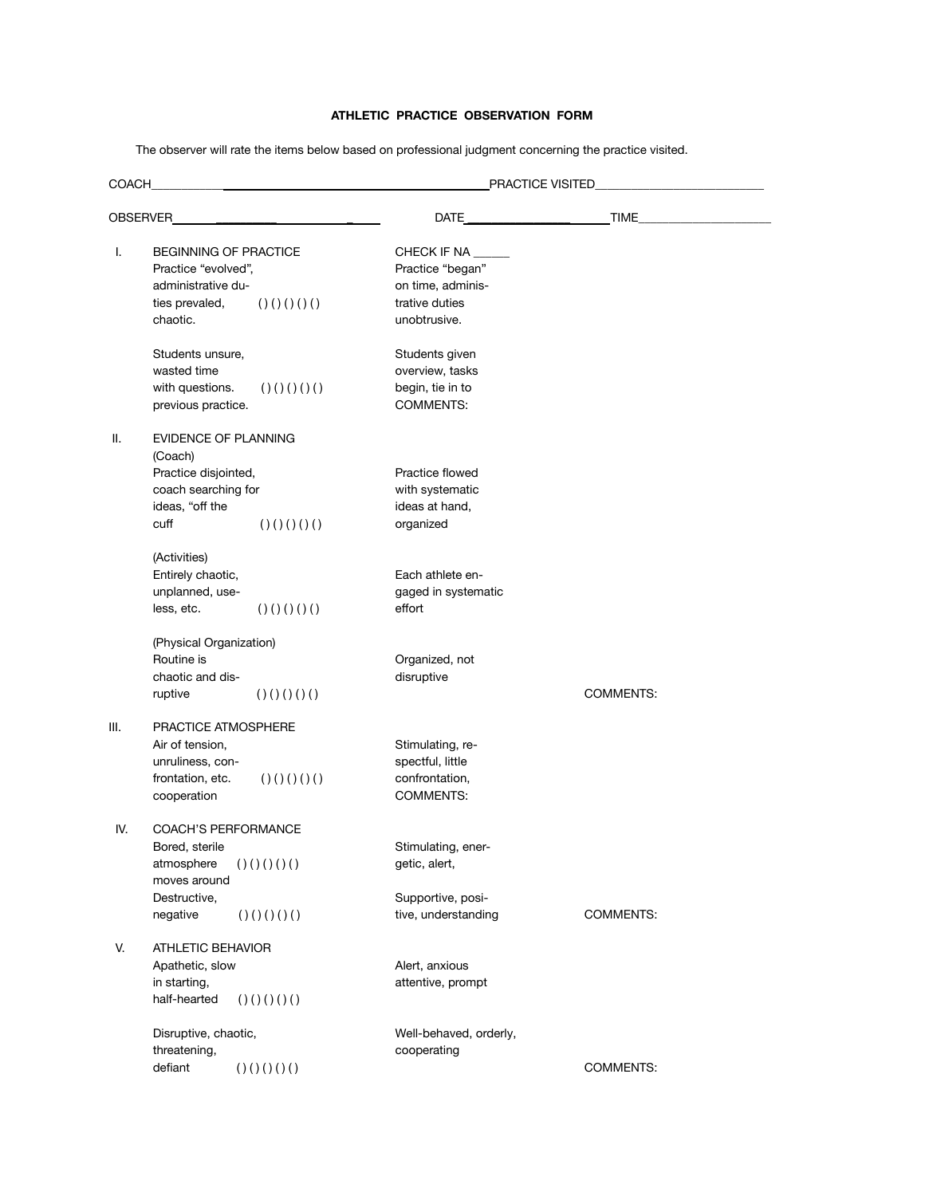# ATHLETIC PRACTICE OBSERVATION FORM

The observer will rate the items below based on professional judgment concerning the practice visited.

COACH_______________________________________ PRACTICE VISITED__________________________

OBSERVER_______________________________ DATE_______________________ TIME_____________________

| | | Rating | | |
|---|---|---|---|---|
| I. | BEGINNING OF PRACTICE<br>Practice "evolved", administrative duties prevailed, chaotic. | ( ) ( ) ( ) ( ) ( ) | CHECK IF NA ______<br>Practice "began" on time, administrative duties unobtrusive. | |
| | Students unsure, wasted time with questions. | ( ) ( ) ( ) ( ) ( ) | Students given overview, tasks begin, tie in to previous practice.<br>COMMENTS: | |
| II. | EVIDENCE OF PLANNING<br>(Coach)<br>Practice disjointed, coach searching for ideas, "off the cuff | ( ) ( ) ( ) ( ) ( ) | Practice flowed with systematic ideas at hand, organized | |
| | (Activities)<br>Entirely chaotic, unplanned, useless, etc. | ( ) ( ) ( ) ( ) ( ) | Each athlete engaged in systematic effort | |
| | (Physical Organization)<br>Routine is chaotic and disruptive | ( ) ( ) ( ) ( ) ( ) | Organized, not disruptive | COMMENTS: |
| III. | PRACTICE ATMOSPHERE<br>Air of tension, unruliness, confrontation, etc. cooperation | ( ) ( ) ( ) ( ) ( ) | Stimulating, respectful, little confrontation,<br>COMMENTS: | |
| IV. | COACH'S PERFORMANCE<br>Bored, sterile atmosphere moves around | ( ) ( ) ( ) ( ) ( ) | Stimulating, energetic, alert, | |
| | Destructive, negative | ( ) ( ) ( ) ( ) ( ) | Supportive, positive, understanding | COMMENTS: |
| V. | ATHLETIC BEHAVIOR<br>Apathetic, slow in starting, half-hearted | ( ) ( ) ( ) ( ) ( ) | Alert, anxious attentive, prompt | |
| | Disruptive, chaotic, threatening, defiant | ( ) ( ) ( ) ( ) ( ) | Well-behaved, orderly, cooperating | COMMENTS: |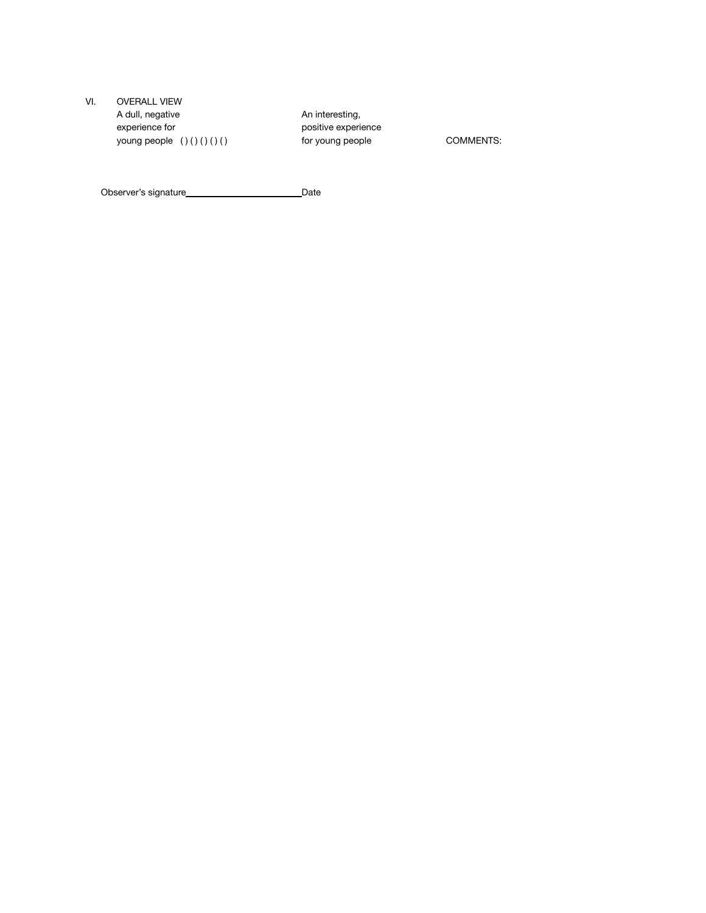VI. OVERALL VIEW

A dull, negative experience for young people ( ) ( ) ( ) ( ) ( ) An interesting, positive experience for young people

COMMENTS:

Observer's signature________________________Date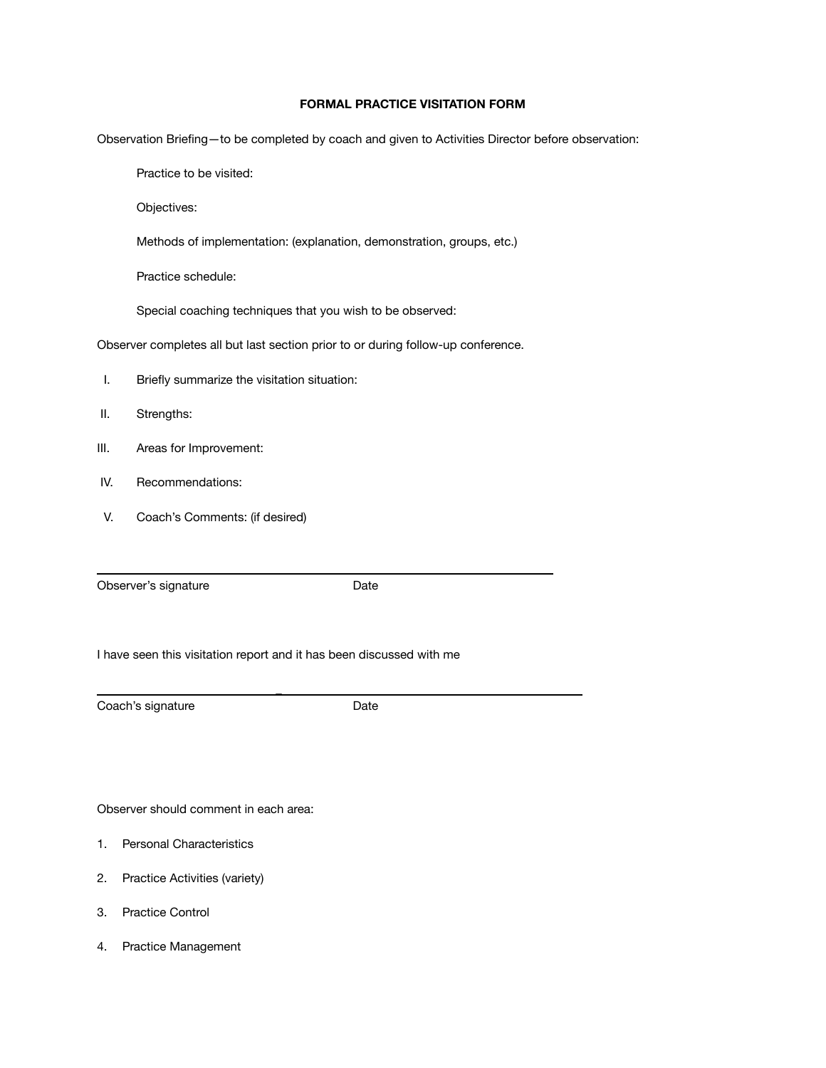## FORMAL PRACTICE VISITATION FORM

Observation Briefing—to be completed by coach and given to Activities Director before observation:

Practice to be visited:

Objectives:

Methods of implementation: (explanation, demonstration, groups, etc.)

Practice schedule:

Special coaching techniques that you wish to be observed:

Observer completes all but last section prior to or during follow-up conference.

I. Briefly summarize the visitation situation:

II. Strengths:

III. Areas for Improvement:

IV. Recommendations:

V. Coach's Comments: (if desired)

\_\_\_\_\_\_\_\_\_\_\_\_\_\_\_\_\_\_\_\_\_\_\_\_\_\_\_\_\_\_\_\_\_\_\_\_\_\_\_\_\_\_\_\_\_\_\_\_\_\_\_\_\_\_\_\_\_\_

Observer's signature Date

I have seen this visitation report and it has been discussed with me

\_\_\_\_\_\_\_\_\_\_\_\_\_\_\_\_\_\_\_\_\_\_\_\_\_\_\_\_\_\_\_\_\_\_\_\_\_\_\_\_\_\_\_\_\_\_\_\_\_\_\_\_\_\_\_\_\_\_

Coach's signature Date

Observer should comment in each area:

1. Personal Characteristics
2. Practice Activities (variety)
3. Practice Control
4. Practice Management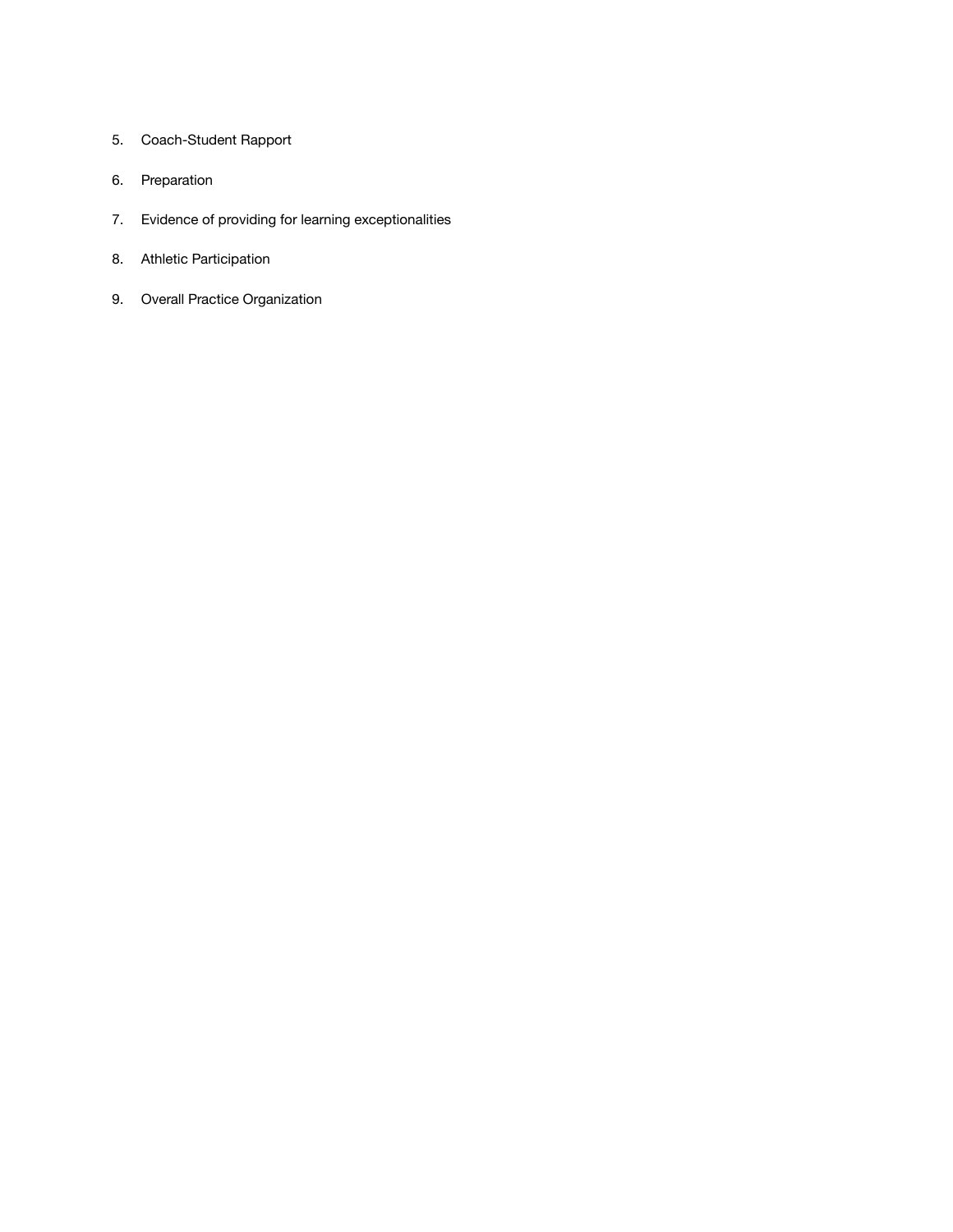5. Coach-Student Rapport

6. Preparation

7. Evidence of providing for learning exceptionalities

8. Athletic Participation

9. Overall Practice Organization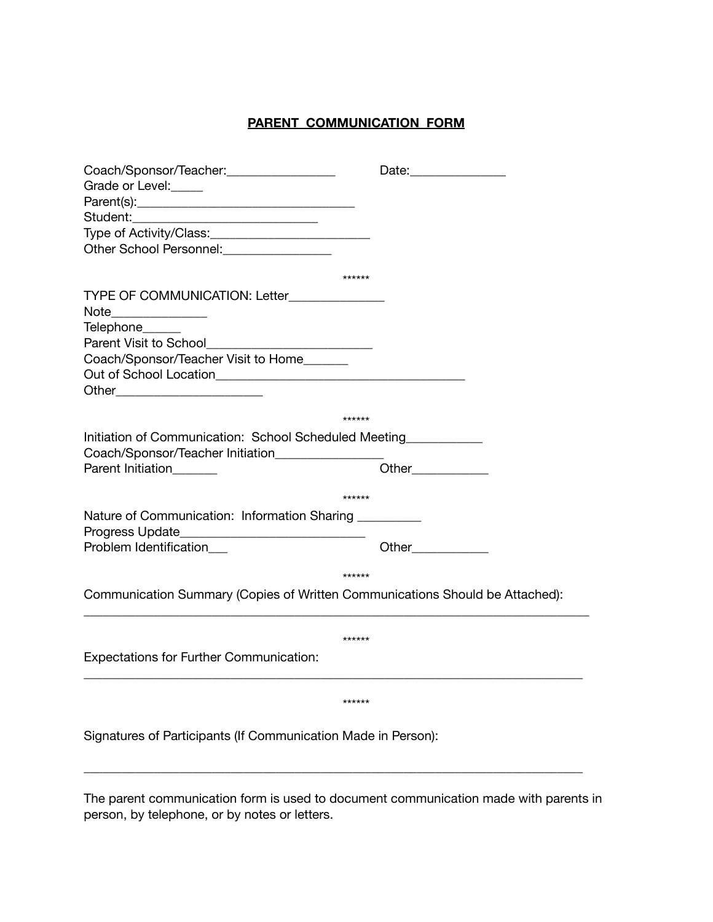# PARENT COMMUNICATION FORM

Coach/Sponsor/Teacher:________________ Date:______________
Grade or Level:_____
Parent(s):_________________________________
Student:____________________________
Type of Activity/Class:________________________
Other School Personnel:________________

******

TYPE OF COMMUNICATION: Letter______________
Note______________
Telephone______
Parent Visit to School_________________________
Coach/Sponsor/Teacher Visit to Home_______
Out of School Location______________________________________
Other______________________

******

Initiation of Communication: School Scheduled Meeting___________
Coach/Sponsor/Teacher Initiation________________
Parent Initiation_______ Other___________

******

Nature of Communication: Information Sharing _________
Progress Update____________________________
Problem Identification___ Other___________

******

Communication Summary (Copies of Written Communications Should be Attached):
_____________________________________________________________________________

******

Expectations for Further Communication:
_____________________________________________________________________________

******

Signatures of Participants (If Communication Made in Person):

_____________________________________________________________________________

The parent communication form is used to document communication made with parents in person, by telephone, or by notes or letters.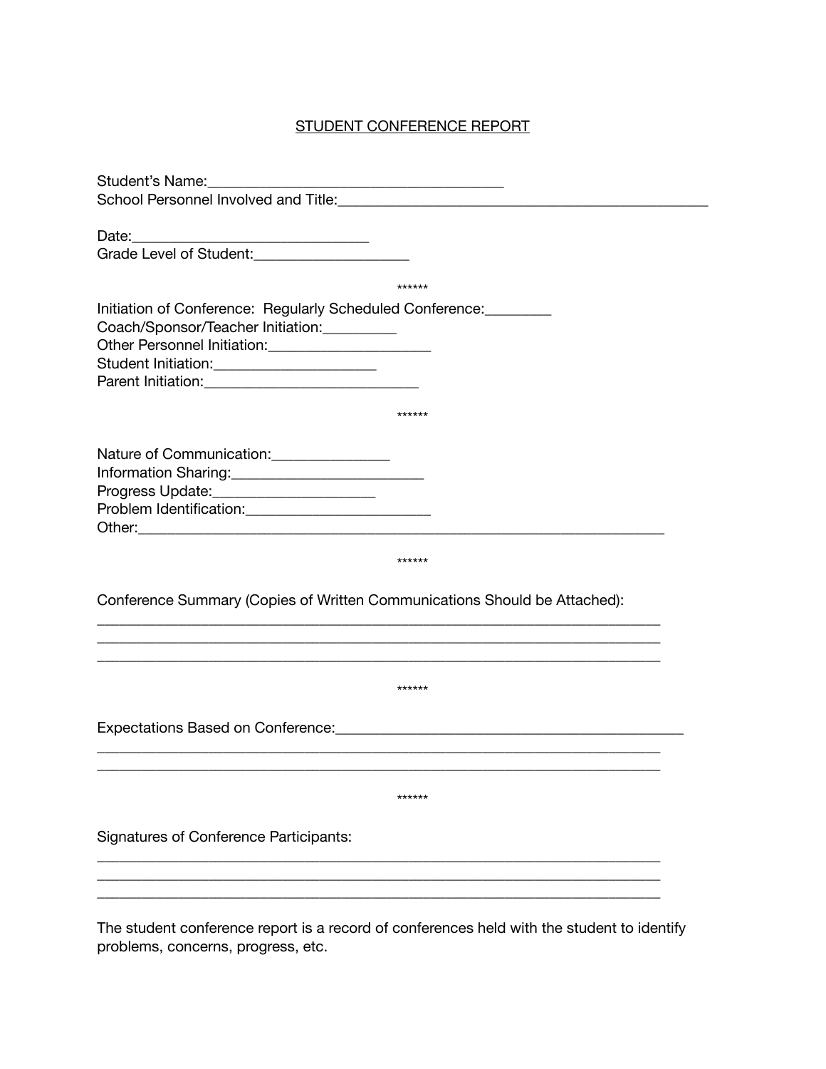# STUDENT CONFERENCE REPORT

Student's Name:________________________________________
School Personnel Involved and Title:__________________________________________________

Date:______________________________
Grade Level of Student:____________________

******

Initiation of Conference: Regularly Scheduled Conference:_________
Coach/Sponsor/Teacher Initiation:_________
Other Personnel Initiation:_____________________
Student Initiation:_____________________
Parent Initiation:___________________________

******

Nature of Communication:_______________
Information Sharing:_________________________
Progress Update:_____________________
Problem Identification:________________________
Other:_____________________________________________________________________

******

Conference Summary (Copies of Written Communications Should be Attached):
___________________________________________________________________________
___________________________________________________________________________
___________________________________________________________________________

******

Expectations Based on Conference:_____________________________________________
___________________________________________________________________________
___________________________________________________________________________

******

Signatures of Conference Participants:
___________________________________________________________________________
___________________________________________________________________________
___________________________________________________________________________

The student conference report is a record of conferences held with the student to identify problems, concerns, progress, etc.